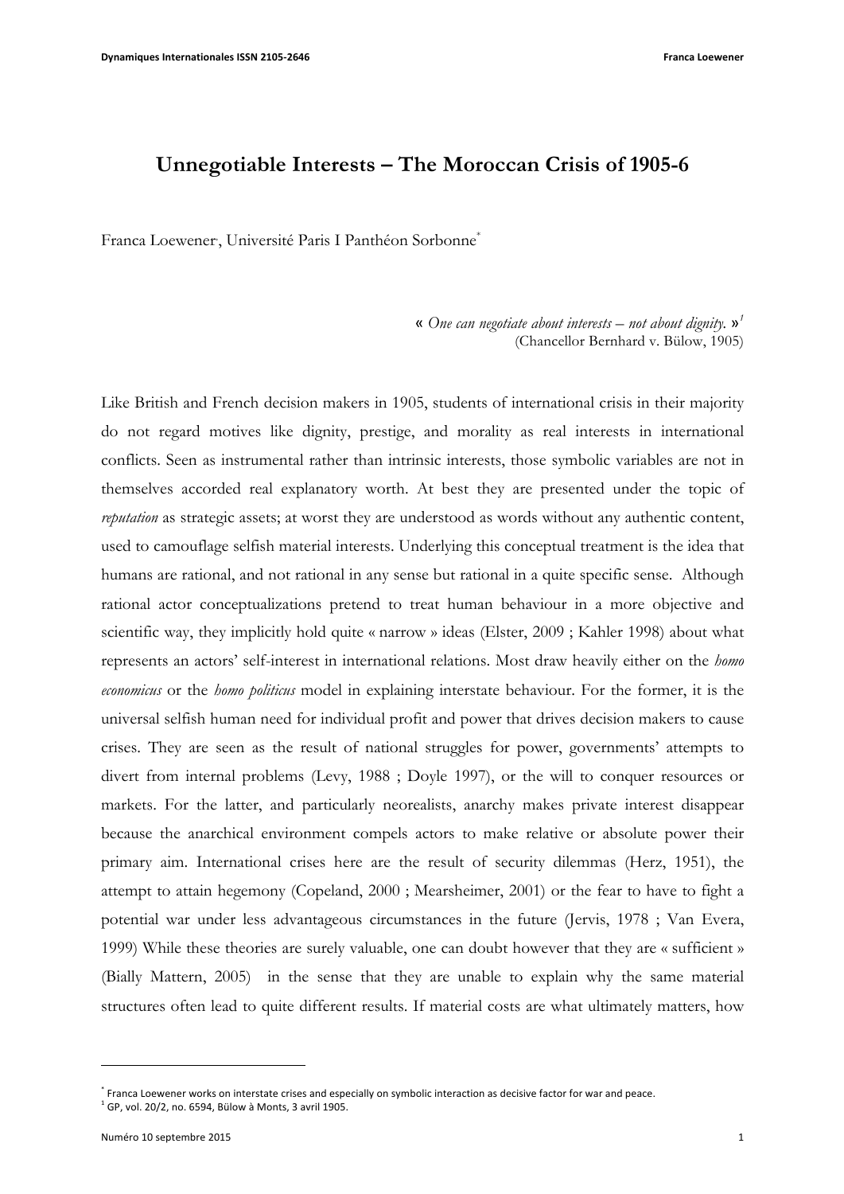# Unnegotiable Interests – The Moroccan Crisis of 1905-6

Franca Loewener, Université Paris I Panthéon Sorbonne[*]

> « *One can negotiate about interests – not about dignity.* »[1]
> (Chancellor Bernhard v. Bülow, 1905)

Like British and French decision makers in 1905, students of international crisis in their majority do not regard motives like dignity, prestige, and morality as real interests in international conflicts. Seen as instrumental rather than intrinsic interests, those symbolic variables are not in themselves accorded real explanatory worth. At best they are presented under the topic of *reputation* as strategic assets; at worst they are understood as words without any authentic content, used to camouflage selfish material interests. Underlying this conceptual treatment is the idea that humans are rational, and not rational in any sense but rational in a quite specific sense. Although rational actor conceptualizations pretend to treat human behaviour in a more objective and scientific way, they implicitly hold quite « narrow » ideas (Elster, 2009 ; Kahler 1998) about what represents an actors' self-interest in international relations. Most draw heavily either on the *homo economicus* or the *homo politicus* model in explaining interstate behaviour. For the former, it is the universal selfish human need for individual profit and power that drives decision makers to cause crises. They are seen as the result of national struggles for power, governments' attempts to divert from internal problems (Levy, 1988 ; Doyle 1997), or the will to conquer resources or markets. For the latter, and particularly neorealists, anarchy makes private interest disappear because the anarchical environment compels actors to make relative or absolute power their primary aim. International crises here are the result of security dilemmas (Herz, 1951), the attempt to attain hegemony (Copeland, 2000 ; Mearsheimer, 2001) or the fear to have to fight a potential war under less advantageous circumstances in the future (Jervis, 1978 ; Van Evera, 1999) While these theories are surely valuable, one can doubt however that they are « sufficient » (Bially Mattern, 2005) in the sense that they are unable to explain why the same material structures often lead to quite different results. If material costs are what ultimately matters, how

---

[*] Franca Loewener works on interstate crises and especially on symbolic interaction as decisive factor for war and peace.

[1] GP, vol. 20/2, no. 6594, Bülow à Monts, 3 avril 1905.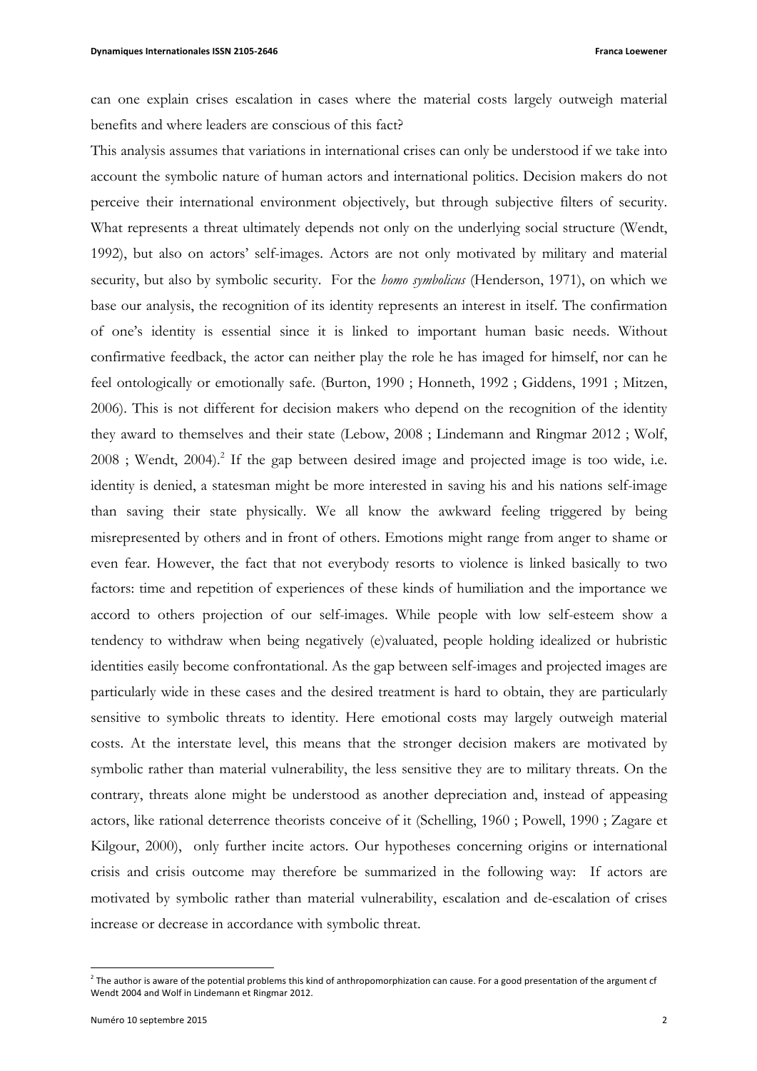can one explain crises escalation in cases where the material costs largely outweigh material benefits and where leaders are conscious of this fact?

This analysis assumes that variations in international crises can only be understood if we take into account the symbolic nature of human actors and international politics. Decision makers do not perceive their international environment objectively, but through subjective filters of security. What represents a threat ultimately depends not only on the underlying social structure (Wendt, 1992), but also on actors' self-images. Actors are not only motivated by military and material security, but also by symbolic security. For the *homo symbolicus* (Henderson, 1971), on which we base our analysis, the recognition of its identity represents an interest in itself. The confirmation of one's identity is essential since it is linked to important human basic needs. Without confirmative feedback, the actor can neither play the role he has imaged for himself, nor can he feel ontologically or emotionally safe. (Burton, 1990 ; Honneth, 1992 ; Giddens, 1991 ; Mitzen, 2006). This is not different for decision makers who depend on the recognition of the identity they award to themselves and their state (Lebow, 2008 ; Lindemann and Ringmar 2012 ; Wolf, 2008 ; Wendt, 2004).[2] If the gap between desired image and projected image is too wide, i.e. identity is denied, a statesman might be more interested in saving his and his nations self-image than saving their state physically. We all know the awkward feeling triggered by being misrepresented by others and in front of others. Emotions might range from anger to shame or even fear. However, the fact that not everybody resorts to violence is linked basically to two factors: time and repetition of experiences of these kinds of humiliation and the importance we accord to others projection of our self-images. While people with low self-esteem show a tendency to withdraw when being negatively (e)valuated, people holding idealized or hubristic identities easily become confrontational. As the gap between self-images and projected images are particularly wide in these cases and the desired treatment is hard to obtain, they are particularly sensitive to symbolic threats to identity. Here emotional costs may largely outweigh material costs. At the interstate level, this means that the stronger decision makers are motivated by symbolic rather than material vulnerability, the less sensitive they are to military threats. On the contrary, threats alone might be understood as another depreciation and, instead of appeasing actors, like rational deterrence theorists conceive of it (Schelling, 1960 ; Powell, 1990 ; Zagare et Kilgour, 2000), only further incite actors. Our hypotheses concerning origins or international crisis and crisis outcome may therefore be summarized in the following way: If actors are motivated by symbolic rather than material vulnerability, escalation and de-escalation of crises increase or decrease in accordance with symbolic threat.

[2] The author is aware of the potential problems this kind of anthropomorphization can cause. For a good presentation of the argument cf Wendt 2004 and Wolf in Lindemann et Ringmar 2012.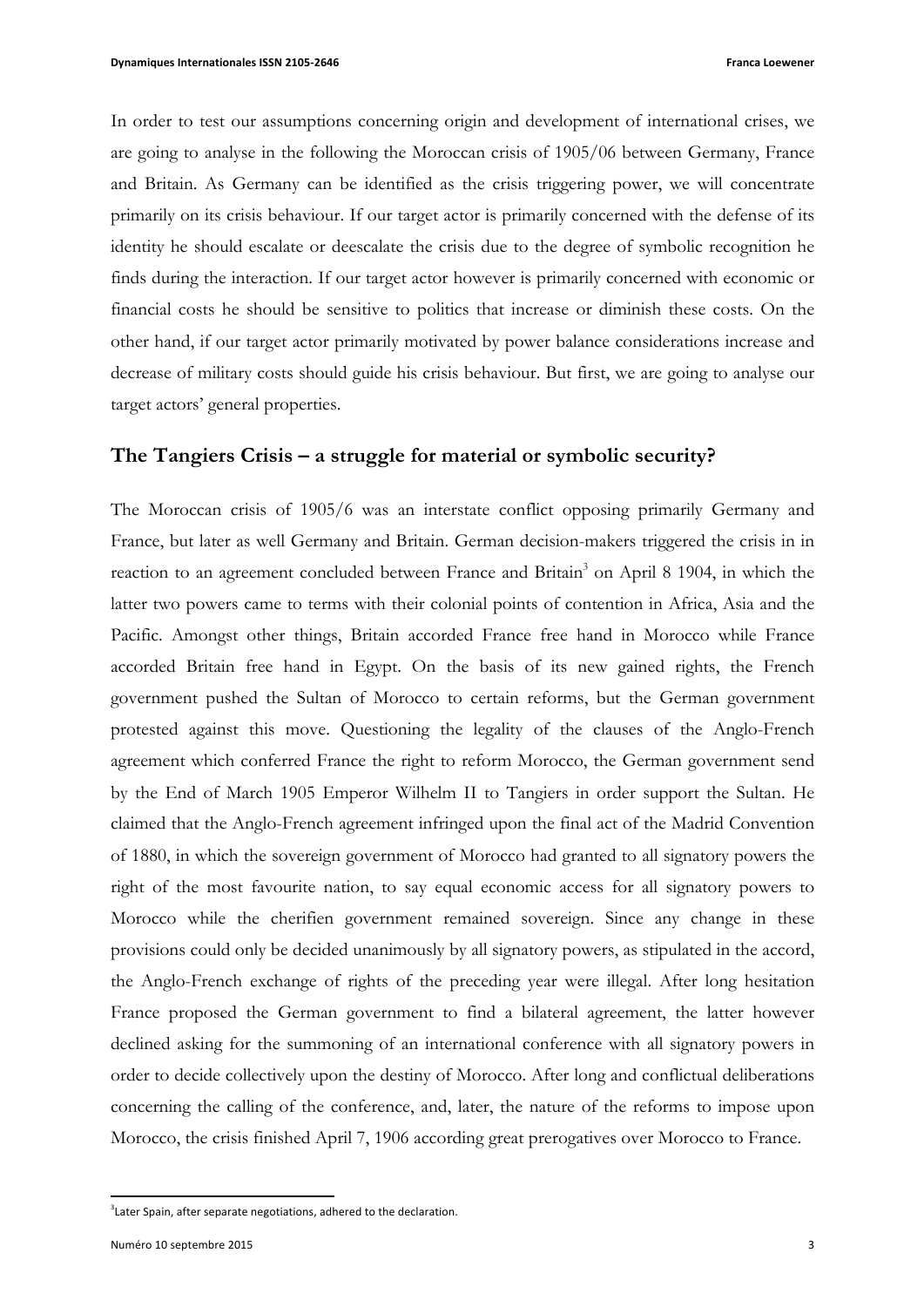In order to test our assumptions concerning origin and development of international crises, we are going to analyse in the following the Moroccan crisis of 1905/06 between Germany, France and Britain. As Germany can be identified as the crisis triggering power, we will concentrate primarily on its crisis behaviour. If our target actor is primarily concerned with the defense of its identity he should escalate or deescalate the crisis due to the degree of symbolic recognition he finds during the interaction. If our target actor however is primarily concerned with economic or financial costs he should be sensitive to politics that increase or diminish these costs. On the other hand, if our target actor primarily motivated by power balance considerations increase and decrease of military costs should guide his crisis behaviour. But first, we are going to analyse our target actors' general properties.

## The Tangiers Crisis – a struggle for material or symbolic security?

The Moroccan crisis of 1905/6 was an interstate conflict opposing primarily Germany and France, but later as well Germany and Britain. German decision-makers triggered the crisis in in reaction to an agreement concluded between France and Britain[3] on April 8 1904, in which the latter two powers came to terms with their colonial points of contention in Africa, Asia and the Pacific. Amongst other things, Britain accorded France free hand in Morocco while France accorded Britain free hand in Egypt. On the basis of its new gained rights, the French government pushed the Sultan of Morocco to certain reforms, but the German government protested against this move. Questioning the legality of the clauses of the Anglo-French agreement which conferred France the right to reform Morocco, the German government send by the End of March 1905 Emperor Wilhelm II to Tangiers in order support the Sultan. He claimed that the Anglo-French agreement infringed upon the final act of the Madrid Convention of 1880, in which the sovereign government of Morocco had granted to all signatory powers the right of the most favourite nation, to say equal economic access for all signatory powers to Morocco while the cherifien government remained sovereign. Since any change in these provisions could only be decided unanimously by all signatory powers, as stipulated in the accord, the Anglo-French exchange of rights of the preceding year were illegal. After long hesitation France proposed the German government to find a bilateral agreement, the latter however declined asking for the summoning of an international conference with all signatory powers in order to decide collectively upon the destiny of Morocco. After long and conflictual deliberations concerning the calling of the conference, and, later, the nature of the reforms to impose upon Morocco, the crisis finished April 7, 1906 according great prerogatives over Morocco to France.

[3] Later Spain, after separate negotiations, adhered to the declaration.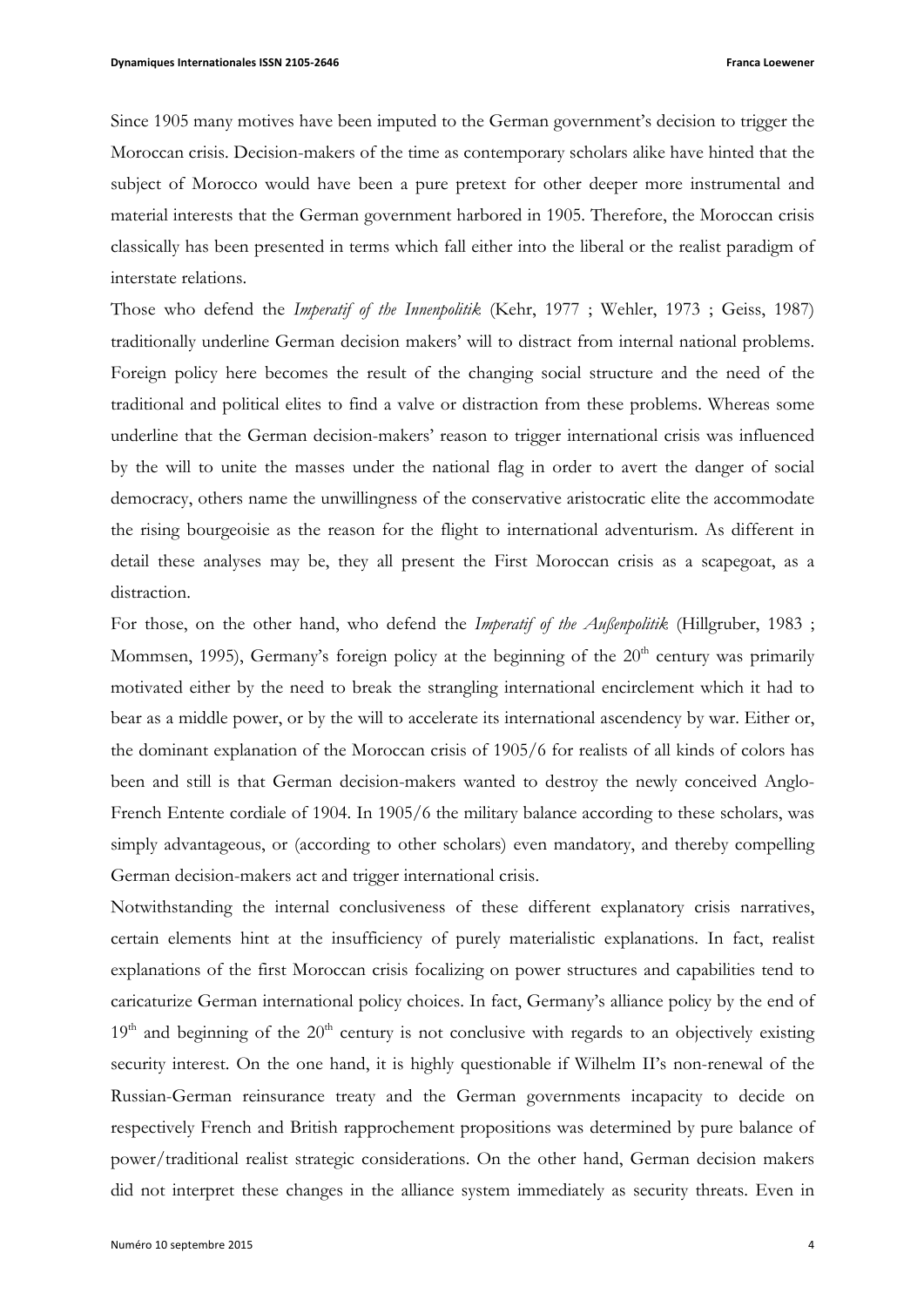Since 1905 many motives have been imputed to the German government's decision to trigger the Moroccan crisis. Decision-makers of the time as contemporary scholars alike have hinted that the subject of Morocco would have been a pure pretext for other deeper more instrumental and material interests that the German government harbored in 1905. Therefore, the Moroccan crisis classically has been presented in terms which fall either into the liberal or the realist paradigm of interstate relations.

Those who defend the *Imperatif of the Innenpolitik* (Kehr, 1977 ; Wehler, 1973 ; Geiss, 1987) traditionally underline German decision makers' will to distract from internal national problems. Foreign policy here becomes the result of the changing social structure and the need of the traditional and political elites to find a valve or distraction from these problems. Whereas some underline that the German decision-makers' reason to trigger international crisis was influenced by the will to unite the masses under the national flag in order to avert the danger of social democracy, others name the unwillingness of the conservative aristocratic elite the accommodate the rising bourgeoisie as the reason for the flight to international adventurism. As different in detail these analyses may be, they all present the First Moroccan crisis as a scapegoat, as a distraction.

For those, on the other hand, who defend the *Imperatif of the Außenpolitik* (Hillgruber, 1983 ; Mommsen, 1995), Germany's foreign policy at the beginning of the 20th century was primarily motivated either by the need to break the strangling international encirclement which it had to bear as a middle power, or by the will to accelerate its international ascendency by war. Either or, the dominant explanation of the Moroccan crisis of 1905/6 for realists of all kinds of colors has been and still is that German decision-makers wanted to destroy the newly conceived Anglo-French Entente cordiale of 1904. In 1905/6 the military balance according to these scholars, was simply advantageous, or (according to other scholars) even mandatory, and thereby compelling German decision-makers act and trigger international crisis.

Notwithstanding the internal conclusiveness of these different explanatory crisis narratives, certain elements hint at the insufficiency of purely materialistic explanations. In fact, realist explanations of the first Moroccan crisis focalizing on power structures and capabilities tend to caricaturize German international policy choices. In fact, Germany's alliance policy by the end of 19th and beginning of the 20th century is not conclusive with regards to an objectively existing security interest. On the one hand, it is highly questionable if Wilhelm II's non-renewal of the Russian-German reinsurance treaty and the German governments incapacity to decide on respectively French and British rapprochement propositions was determined by pure balance of power/traditional realist strategic considerations. On the other hand, German decision makers did not interpret these changes in the alliance system immediately as security threats. Even in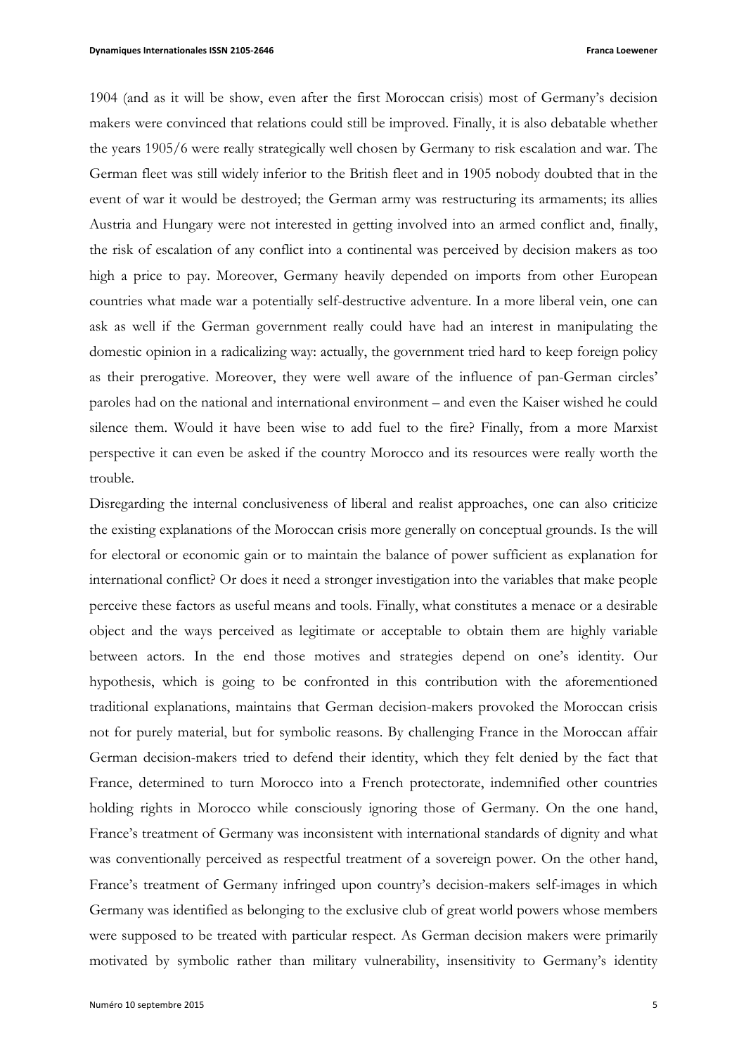1904 (and as it will be show, even after the first Moroccan crisis) most of Germany's decision makers were convinced that relations could still be improved. Finally, it is also debatable whether the years 1905/6 were really strategically well chosen by Germany to risk escalation and war. The German fleet was still widely inferior to the British fleet and in 1905 nobody doubted that in the event of war it would be destroyed; the German army was restructuring its armaments; its allies Austria and Hungary were not interested in getting involved into an armed conflict and, finally, the risk of escalation of any conflict into a continental was perceived by decision makers as too high a price to pay. Moreover, Germany heavily depended on imports from other European countries what made war a potentially self-destructive adventure. In a more liberal vein, one can ask as well if the German government really could have had an interest in manipulating the domestic opinion in a radicalizing way: actually, the government tried hard to keep foreign policy as their prerogative. Moreover, they were well aware of the influence of pan-German circles' paroles had on the national and international environment – and even the Kaiser wished he could silence them. Would it have been wise to add fuel to the fire? Finally, from a more Marxist perspective it can even be asked if the country Morocco and its resources were really worth the trouble.

Disregarding the internal conclusiveness of liberal and realist approaches, one can also criticize the existing explanations of the Moroccan crisis more generally on conceptual grounds. Is the will for electoral or economic gain or to maintain the balance of power sufficient as explanation for international conflict? Or does it need a stronger investigation into the variables that make people perceive these factors as useful means and tools. Finally, what constitutes a menace or a desirable object and the ways perceived as legitimate or acceptable to obtain them are highly variable between actors. In the end those motives and strategies depend on one's identity. Our hypothesis, which is going to be confronted in this contribution with the aforementioned traditional explanations, maintains that German decision-makers provoked the Moroccan crisis not for purely material, but for symbolic reasons. By challenging France in the Moroccan affair German decision-makers tried to defend their identity, which they felt denied by the fact that France, determined to turn Morocco into a French protectorate, indemnified other countries holding rights in Morocco while consciously ignoring those of Germany. On the one hand, France's treatment of Germany was inconsistent with international standards of dignity and what was conventionally perceived as respectful treatment of a sovereign power. On the other hand, France's treatment of Germany infringed upon country's decision-makers self-images in which Germany was identified as belonging to the exclusive club of great world powers whose members were supposed to be treated with particular respect. As German decision makers were primarily motivated by symbolic rather than military vulnerability, insensitivity to Germany's identity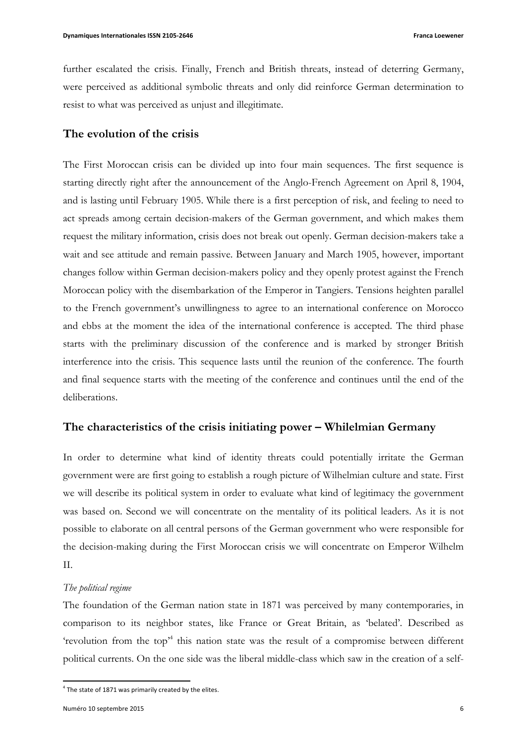further escalated the crisis. Finally, French and British threats, instead of deterring Germany, were perceived as additional symbolic threats and only did reinforce German determination to resist to what was perceived as unjust and illegitimate.

## The evolution of the crisis

The First Moroccan crisis can be divided up into four main sequences. The first sequence is starting directly right after the announcement of the Anglo-French Agreement on April 8, 1904, and is lasting until February 1905. While there is a first perception of risk, and feeling to need to act spreads among certain decision-makers of the German government, and which makes them request the military information, crisis does not break out openly. German decision-makers take a wait and see attitude and remain passive. Between January and March 1905, however, important changes follow within German decision-makers policy and they openly protest against the French Moroccan policy with the disembarkation of the Emperor in Tangiers. Tensions heighten parallel to the French government's unwillingness to agree to an international conference on Morocco and ebbs at the moment the idea of the international conference is accepted. The third phase starts with the preliminary discussion of the conference and is marked by stronger British interference into the crisis. This sequence lasts until the reunion of the conference. The fourth and final sequence starts with the meeting of the conference and continues until the end of the deliberations.

## The characteristics of the crisis initiating power – Whilelmian Germany

In order to determine what kind of identity threats could potentially irritate the German government were are first going to establish a rough picture of Wilhelmian culture and state. First we will describe its political system in order to evaluate what kind of legitimacy the government was based on. Second we will concentrate on the mentality of its political leaders. As it is not possible to elaborate on all central persons of the German government who were responsible for the decision-making during the First Moroccan crisis we will concentrate on Emperor Wilhelm II.

*The political regime*

The foundation of the German nation state in 1871 was perceived by many contemporaries, in comparison to its neighbor states, like France or Great Britain, as 'belated'. Described as 'revolution from the top'[4] this nation state was the result of a compromise between different political currents. On the one side was the liberal middle-class which saw in the creation of a self-

[4] The state of 1871 was primarily created by the elites.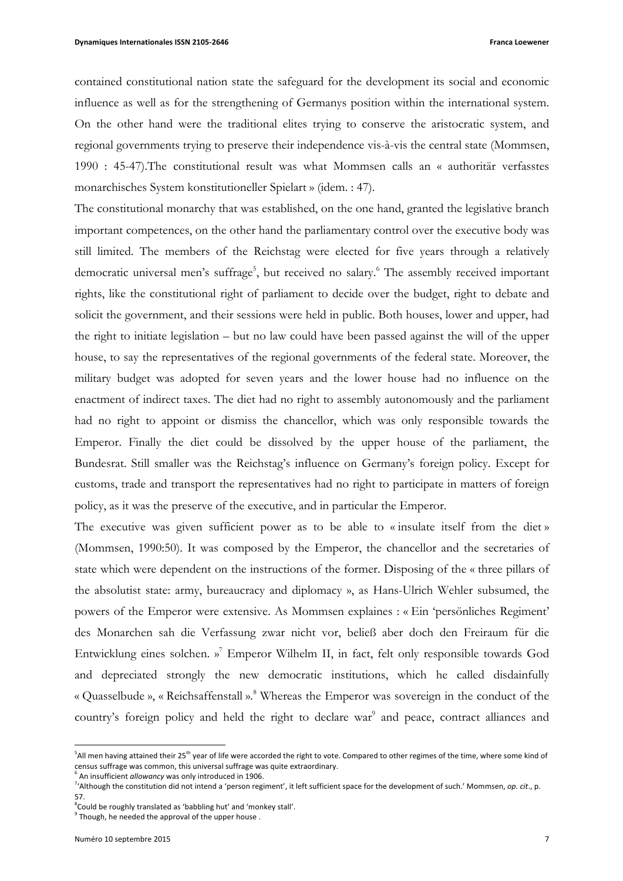contained constitutional nation state the safeguard for the development its social and economic influence as well as for the strengthening of Germanys position within the international system. On the other hand were the traditional elites trying to conserve the aristocratic system, and regional governments trying to preserve their independence vis-à-vis the central state (Mommsen, 1990 : 45-47).The constitutional result was what Mommsen calls an « authoritär verfasstes monarchisches System konstitutioneller Spielart » (idem. : 47).

The constitutional monarchy that was established, on the one hand, granted the legislative branch important competences, on the other hand the parliamentary control over the executive body was still limited. The members of the Reichstag were elected for five years through a relatively democratic universal men's suffrage[5], but received no salary.[6] The assembly received important rights, like the constitutional right of parliament to decide over the budget, right to debate and solicit the government, and their sessions were held in public. Both houses, lower and upper, had the right to initiate legislation – but no law could have been passed against the will of the upper house, to say the representatives of the regional governments of the federal state. Moreover, the military budget was adopted for seven years and the lower house had no influence on the enactment of indirect taxes. The diet had no right to assembly autonomously and the parliament had no right to appoint or dismiss the chancellor, which was only responsible towards the Emperor. Finally the diet could be dissolved by the upper house of the parliament, the Bundesrat. Still smaller was the Reichstag's influence on Germany's foreign policy. Except for customs, trade and transport the representatives had no right to participate in matters of foreign policy, as it was the preserve of the executive, and in particular the Emperor.

The executive was given sufficient power as to be able to « insulate itself from the diet » (Mommsen, 1990:50). It was composed by the Emperor, the chancellor and the secretaries of state which were dependent on the instructions of the former. Disposing of the « three pillars of the absolutist state: army, bureaucracy and diplomacy », as Hans-Ulrich Wehler subsumed, the powers of the Emperor were extensive. As Mommsen explaines : « Ein 'persönliches Regiment' des Monarchen sah die Verfassung zwar nicht vor, beließ aber doch den Freiraum für die Entwicklung eines solchen. »[7] Emperor Wilhelm II, in fact, felt only responsible towards God and depreciated strongly the new democratic institutions, which he called disdainfully « Quasselbude », « Reichsaffenstall ».[8] Whereas the Emperor was sovereign in the conduct of the country's foreign policy and held the right to declare war[9] and peace, contract alliances and

---

[5] All men having attained their 25th year of life were accorded the right to vote. Compared to other regimes of the time, where some kind of census suffrage was common, this universal suffrage was quite extraordinary.

[6] An insufficient *allowancy* was only introduced in 1906.

[7] 'Although the constitution did not intend a 'person regiment', it left sufficient space for the development of such.' Mommsen, *op. cit*., p. 57.

[8] Could be roughly translated as 'babbling hut' and 'monkey stall'.

[9] Though, he needed the approval of the upper house .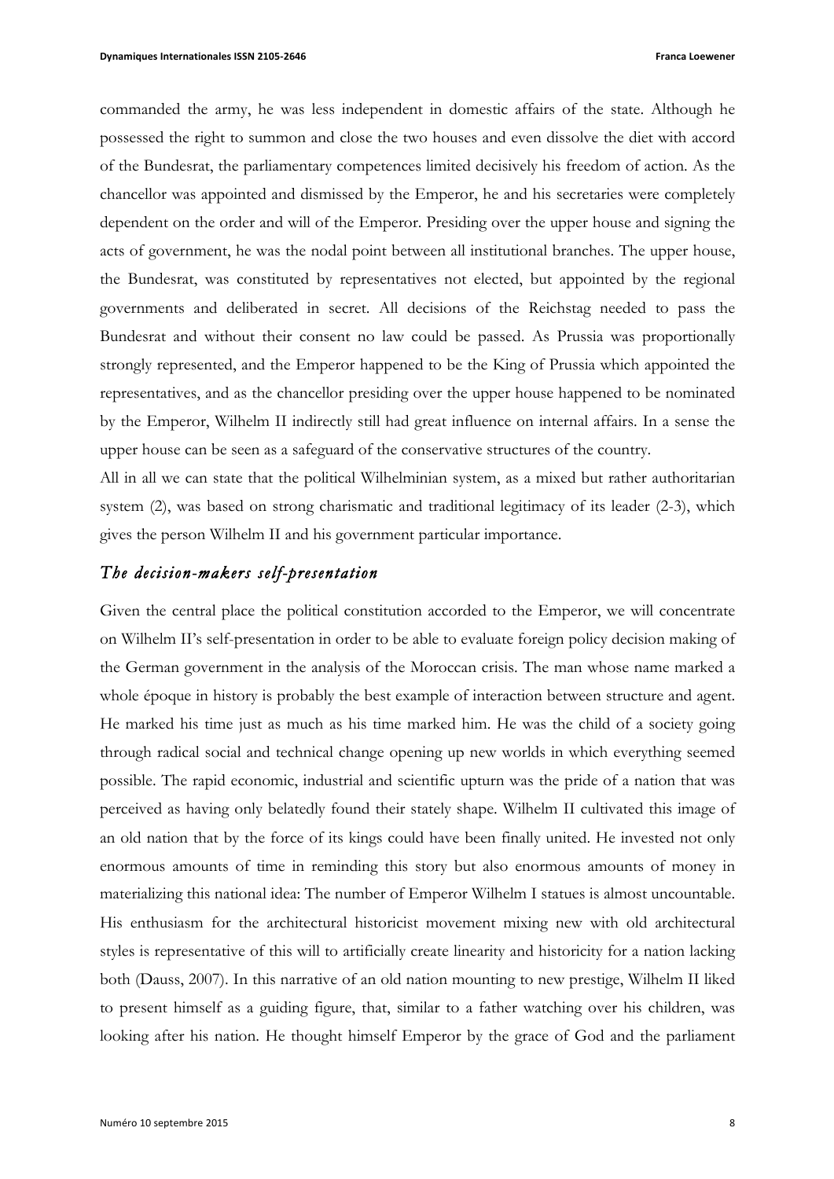commanded the army, he was less independent in domestic affairs of the state. Although he possessed the right to summon and close the two houses and even dissolve the diet with accord of the Bundesrat, the parliamentary competences limited decisively his freedom of action. As the chancellor was appointed and dismissed by the Emperor, he and his secretaries were completely dependent on the order and will of the Emperor. Presiding over the upper house and signing the acts of government, he was the nodal point between all institutional branches. The upper house, the Bundesrat, was constituted by representatives not elected, but appointed by the regional governments and deliberated in secret. All decisions of the Reichstag needed to pass the Bundesrat and without their consent no law could be passed. As Prussia was proportionally strongly represented, and the Emperor happened to be the King of Prussia which appointed the representatives, and as the chancellor presiding over the upper house happened to be nominated by the Emperor, Wilhelm II indirectly still had great influence on internal affairs. In a sense the upper house can be seen as a safeguard of the conservative structures of the country.

All in all we can state that the political Wilhelminian system, as a mixed but rather authoritarian system (2), was based on strong charismatic and traditional legitimacy of its leader (2-3), which gives the person Wilhelm II and his government particular importance.

### *The decision-makers self-presentation*

Given the central place the political constitution accorded to the Emperor, we will concentrate on Wilhelm II's self-presentation in order to be able to evaluate foreign policy decision making of the German government in the analysis of the Moroccan crisis. The man whose name marked a whole époque in history is probably the best example of interaction between structure and agent. He marked his time just as much as his time marked him. He was the child of a society going through radical social and technical change opening up new worlds in which everything seemed possible. The rapid economic, industrial and scientific upturn was the pride of a nation that was perceived as having only belatedly found their stately shape. Wilhelm II cultivated this image of an old nation that by the force of its kings could have been finally united. He invested not only enormous amounts of time in reminding this story but also enormous amounts of money in materializing this national idea: The number of Emperor Wilhelm I statues is almost uncountable. His enthusiasm for the architectural historicist movement mixing new with old architectural styles is representative of this will to artificially create linearity and historicity for a nation lacking both (Dauss, 2007). In this narrative of an old nation mounting to new prestige, Wilhelm II liked to present himself as a guiding figure, that, similar to a father watching over his children, was looking after his nation. He thought himself Emperor by the grace of God and the parliament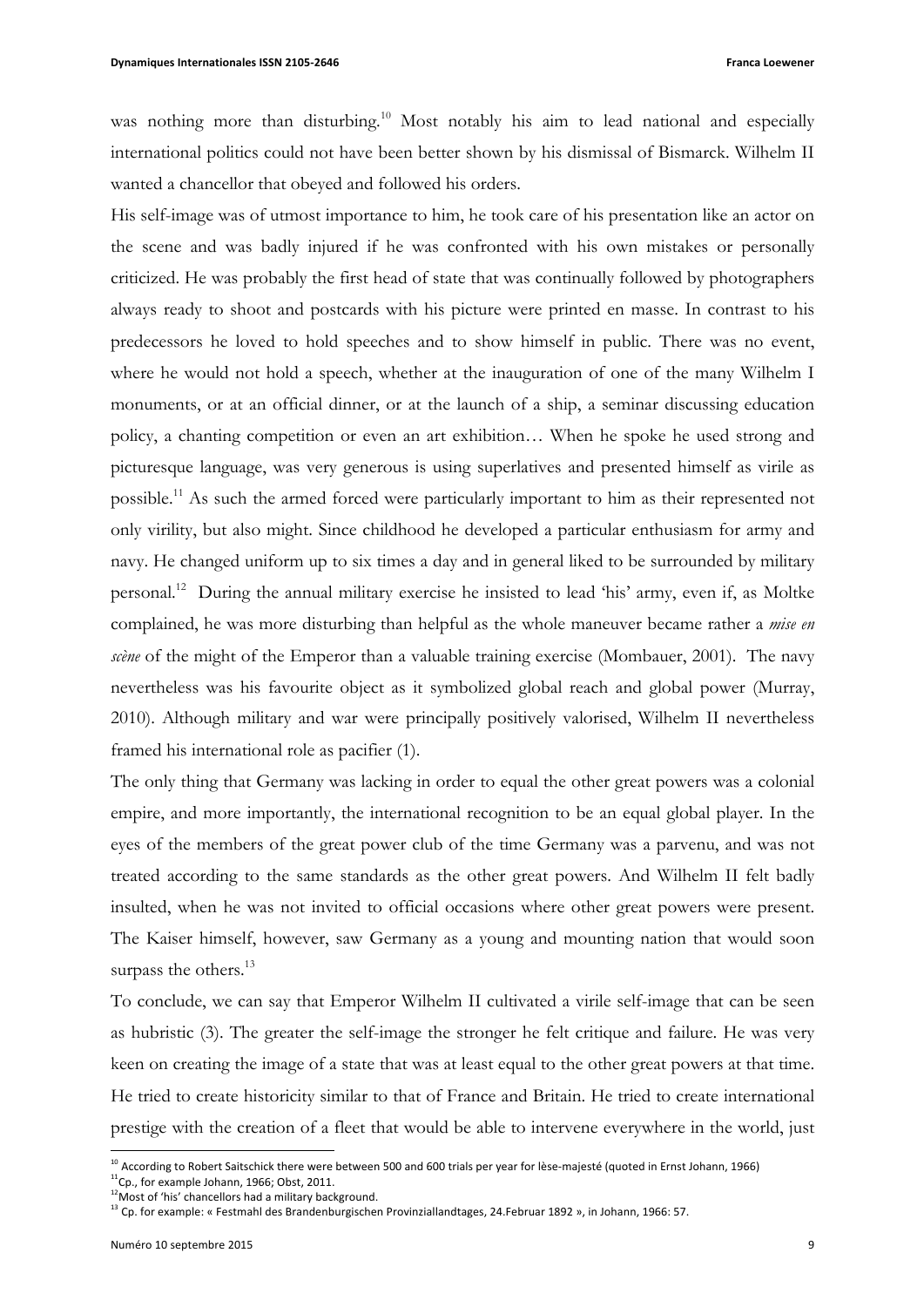was nothing more than disturbing.[10] Most notably his aim to lead national and especially international politics could not have been better shown by his dismissal of Bismarck. Wilhelm II wanted a chancellor that obeyed and followed his orders.

His self-image was of utmost importance to him, he took care of his presentation like an actor on the scene and was badly injured if he was confronted with his own mistakes or personally criticized. He was probably the first head of state that was continually followed by photographers always ready to shoot and postcards with his picture were printed en masse. In contrast to his predecessors he loved to hold speeches and to show himself in public. There was no event, where he would not hold a speech, whether at the inauguration of one of the many Wilhelm I monuments, or at an official dinner, or at the launch of a ship, a seminar discussing education policy, a chanting competition or even an art exhibition… When he spoke he used strong and picturesque language, was very generous is using superlatives and presented himself as virile as possible.[11] As such the armed forced were particularly important to him as their represented not only virility, but also might. Since childhood he developed a particular enthusiasm for army and navy. He changed uniform up to six times a day and in general liked to be surrounded by military personal.[12] During the annual military exercise he insisted to lead 'his' army, even if, as Moltke complained, he was more disturbing than helpful as the whole maneuver became rather a *mise en scène* of the might of the Emperor than a valuable training exercise (Mombauer, 2001). The navy nevertheless was his favourite object as it symbolized global reach and global power (Murray, 2010). Although military and war were principally positively valorised, Wilhelm II nevertheless framed his international role as pacifier (1).

The only thing that Germany was lacking in order to equal the other great powers was a colonial empire, and more importantly, the international recognition to be an equal global player. In the eyes of the members of the great power club of the time Germany was a parvenu, and was not treated according to the same standards as the other great powers. And Wilhelm II felt badly insulted, when he was not invited to official occasions where other great powers were present. The Kaiser himself, however, saw Germany as a young and mounting nation that would soon surpass the others.[13]

To conclude, we can say that Emperor Wilhelm II cultivated a virile self-image that can be seen as hubristic (3). The greater the self-image the stronger he felt critique and failure. He was very keen on creating the image of a state that was at least equal to the other great powers at that time. He tried to create historicity similar to that of France and Britain. He tried to create international prestige with the creation of a fleet that would be able to intervene everywhere in the world, just

---

[10] According to Robert Saitschick there were between 500 and 600 trials per year for lèse-majesté (quoted in Ernst Johann, 1966)

[11] Cp., for example Johann, 1966; Obst, 2011.

[12] Most of 'his' chancellors had a military background.

[13] Cp. for example: « Festmahl des Brandenburgischen Provinziallandtages, 24.Februar 1892 », in Johann, 1966: 57.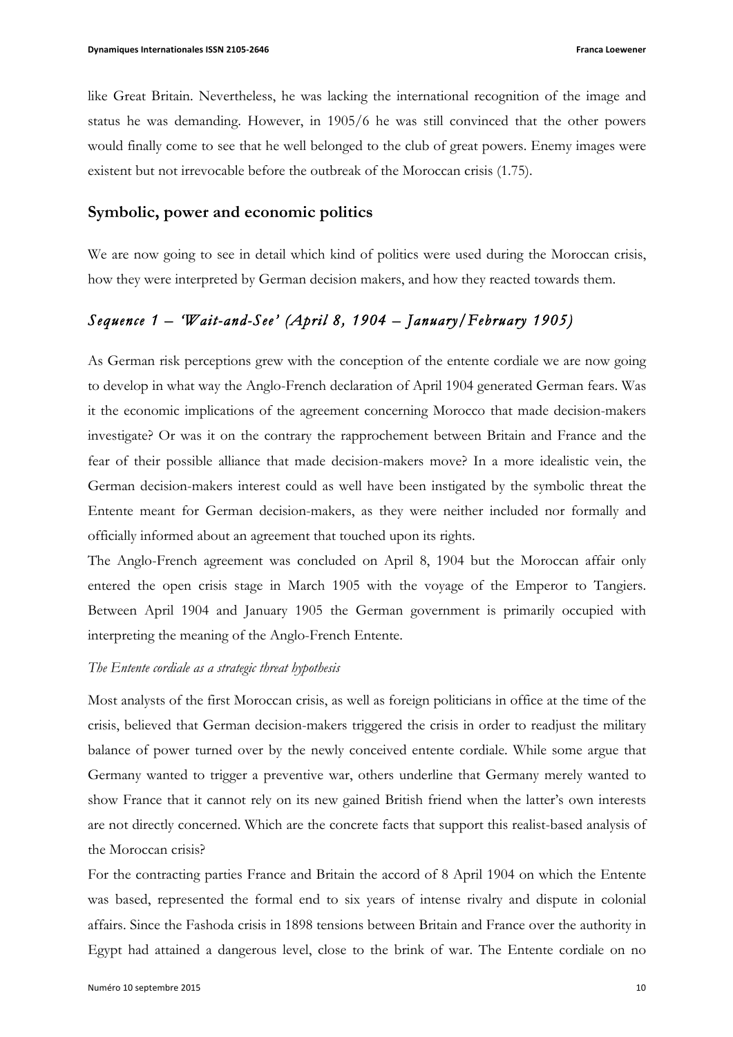like Great Britain. Nevertheless, he was lacking the international recognition of the image and status he was demanding. However, in 1905/6 he was still convinced that the other powers would finally come to see that he well belonged to the club of great powers. Enemy images were existent but not irrevocable before the outbreak of the Moroccan crisis (1.75).

## Symbolic, power and economic politics

We are now going to see in detail which kind of politics were used during the Moroccan crisis, how they were interpreted by German decision makers, and how they reacted towards them.

### *Sequence 1 – 'Wait-and-See' (April 8, 1904 – January/February 1905)*

As German risk perceptions grew with the conception of the entente cordiale we are now going to develop in what way the Anglo-French declaration of April 1904 generated German fears. Was it the economic implications of the agreement concerning Morocco that made decision-makers investigate? Or was it on the contrary the rapprochement between Britain and France and the fear of their possible alliance that made decision-makers move? In a more idealistic vein, the German decision-makers interest could as well have been instigated by the symbolic threat the Entente meant for German decision-makers, as they were neither included nor formally and officially informed about an agreement that touched upon its rights.

The Anglo-French agreement was concluded on April 8, 1904 but the Moroccan affair only entered the open crisis stage in March 1905 with the voyage of the Emperor to Tangiers. Between April 1904 and January 1905 the German government is primarily occupied with interpreting the meaning of the Anglo-French Entente.

*The Entente cordiale as a strategic threat hypothesis*

Most analysts of the first Moroccan crisis, as well as foreign politicians in office at the time of the crisis, believed that German decision-makers triggered the crisis in order to readjust the military balance of power turned over by the newly conceived entente cordiale. While some argue that Germany wanted to trigger a preventive war, others underline that Germany merely wanted to show France that it cannot rely on its new gained British friend when the latter's own interests are not directly concerned. Which are the concrete facts that support this realist-based analysis of the Moroccan crisis?

For the contracting parties France and Britain the accord of 8 April 1904 on which the Entente was based, represented the formal end to six years of intense rivalry and dispute in colonial affairs. Since the Fashoda crisis in 1898 tensions between Britain and France over the authority in Egypt had attained a dangerous level, close to the brink of war. The Entente cordiale on no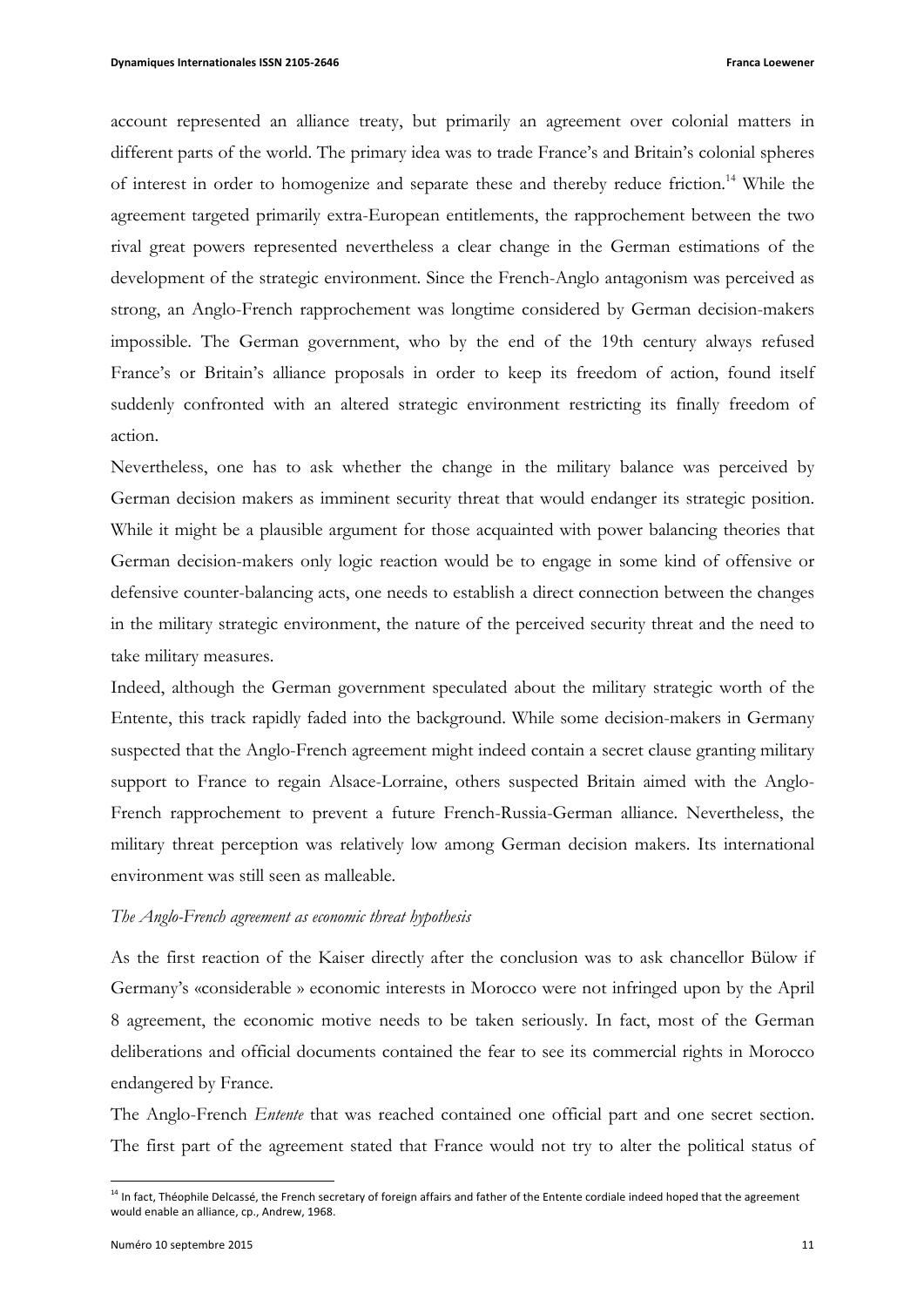account represented an alliance treaty, but primarily an agreement over colonial matters in different parts of the world. The primary idea was to trade France's and Britain's colonial spheres of interest in order to homogenize and separate these and thereby reduce friction.[14] While the agreement targeted primarily extra-European entitlements, the rapprochement between the two rival great powers represented nevertheless a clear change in the German estimations of the development of the strategic environment. Since the French-Anglo antagonism was perceived as strong, an Anglo-French rapprochement was longtime considered by German decision-makers impossible. The German government, who by the end of the 19th century always refused France's or Britain's alliance proposals in order to keep its freedom of action, found itself suddenly confronted with an altered strategic environment restricting its finally freedom of action.

Nevertheless, one has to ask whether the change in the military balance was perceived by German decision makers as imminent security threat that would endanger its strategic position. While it might be a plausible argument for those acquainted with power balancing theories that German decision-makers only logic reaction would be to engage in some kind of offensive or defensive counter-balancing acts, one needs to establish a direct connection between the changes in the military strategic environment, the nature of the perceived security threat and the need to take military measures.

Indeed, although the German government speculated about the military strategic worth of the Entente, this track rapidly faded into the background. While some decision-makers in Germany suspected that the Anglo-French agreement might indeed contain a secret clause granting military support to France to regain Alsace-Lorraine, others suspected Britain aimed with the Anglo-French rapprochement to prevent a future French-Russia-German alliance. Nevertheless, the military threat perception was relatively low among German decision makers. Its international environment was still seen as malleable.

*The Anglo-French agreement as economic threat hypothesis*

As the first reaction of the Kaiser directly after the conclusion was to ask chancellor Bülow if Germany's «considerable » economic interests in Morocco were not infringed upon by the April 8 agreement, the economic motive needs to be taken seriously. In fact, most of the German deliberations and official documents contained the fear to see its commercial rights in Morocco endangered by France.

The Anglo-French *Entente* that was reached contained one official part and one secret section. The first part of the agreement stated that France would not try to alter the political status of

[14] In fact, Théophile Delcassé, the French secretary of foreign affairs and father of the Entente cordiale indeed hoped that the agreement would enable an alliance, cp., Andrew, 1968.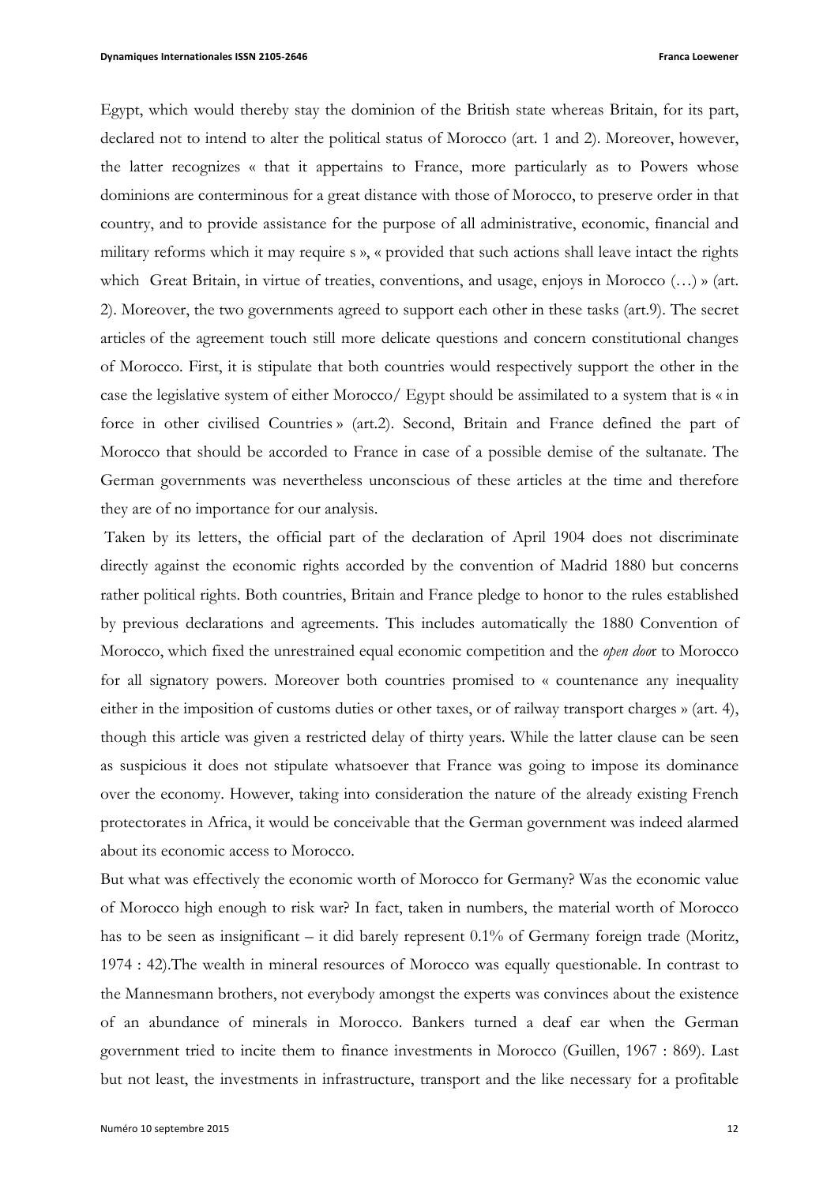Egypt, which would thereby stay the dominion of the British state whereas Britain, for its part, declared not to intend to alter the political status of Morocco (art. 1 and 2). Moreover, however, the latter recognizes « that it appertains to France, more particularly as to Powers whose dominions are conterminous for a great distance with those of Morocco, to preserve order in that country, and to provide assistance for the purpose of all administrative, economic, financial and military reforms which it may require s », « provided that such actions shall leave intact the rights which Great Britain, in virtue of treaties, conventions, and usage, enjoys in Morocco (…) » (art. 2). Moreover, the two governments agreed to support each other in these tasks (art.9). The secret articles of the agreement touch still more delicate questions and concern constitutional changes of Morocco. First, it is stipulate that both countries would respectively support the other in the case the legislative system of either Morocco/ Egypt should be assimilated to a system that is « in force in other civilised Countries » (art.2). Second, Britain and France defined the part of Morocco that should be accorded to France in case of a possible demise of the sultanate. The German governments was nevertheless unconscious of these articles at the time and therefore they are of no importance for our analysis.

Taken by its letters, the official part of the declaration of April 1904 does not discriminate directly against the economic rights accorded by the convention of Madrid 1880 but concerns rather political rights. Both countries, Britain and France pledge to honor to the rules established by previous declarations and agreements. This includes automatically the 1880 Convention of Morocco, which fixed the unrestrained equal economic competition and the *open door* to Morocco for all signatory powers. Moreover both countries promised to « countenance any inequality either in the imposition of customs duties or other taxes, or of railway transport charges » (art. 4), though this article was given a restricted delay of thirty years. While the latter clause can be seen as suspicious it does not stipulate whatsoever that France was going to impose its dominance over the economy. However, taking into consideration the nature of the already existing French protectorates in Africa, it would be conceivable that the German government was indeed alarmed about its economic access to Morocco.

But what was effectively the economic worth of Morocco for Germany? Was the economic value of Morocco high enough to risk war? In fact, taken in numbers, the material worth of Morocco has to be seen as insignificant – it did barely represent 0.1% of Germany foreign trade (Moritz, 1974 : 42).The wealth in mineral resources of Morocco was equally questionable. In contrast to the Mannesmann brothers, not everybody amongst the experts was convinces about the existence of an abundance of minerals in Morocco. Bankers turned a deaf ear when the German government tried to incite them to finance investments in Morocco (Guillen, 1967 : 869). Last but not least, the investments in infrastructure, transport and the like necessary for a profitable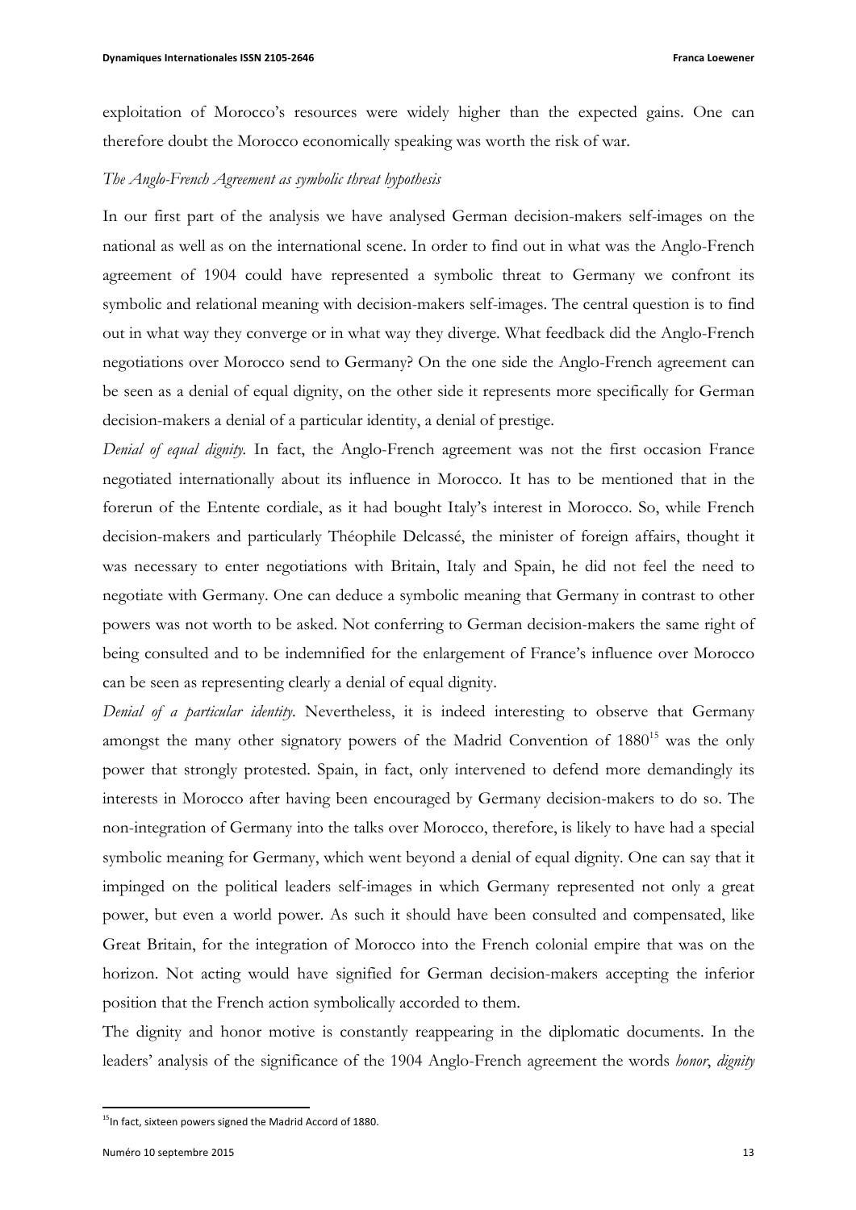exploitation of Morocco's resources were widely higher than the expected gains. One can therefore doubt the Morocco economically speaking was worth the risk of war.

*The Anglo-French Agreement as symbolic threat hypothesis*

In our first part of the analysis we have analysed German decision-makers self-images on the national as well as on the international scene. In order to find out in what was the Anglo-French agreement of 1904 could have represented a symbolic threat to Germany we confront its symbolic and relational meaning with decision-makers self-images. The central question is to find out in what way they converge or in what way they diverge. What feedback did the Anglo-French negotiations over Morocco send to Germany? On the one side the Anglo-French agreement can be seen as a denial of equal dignity, on the other side it represents more specifically for German decision-makers a denial of a particular identity, a denial of prestige.

*Denial of equal dignity.* In fact, the Anglo-French agreement was not the first occasion France negotiated internationally about its influence in Morocco. It has to be mentioned that in the forerun of the Entente cordiale, as it had bought Italy's interest in Morocco. So, while French decision-makers and particularly Théophile Delcassé, the minister of foreign affairs, thought it was necessary to enter negotiations with Britain, Italy and Spain, he did not feel the need to negotiate with Germany. One can deduce a symbolic meaning that Germany in contrast to other powers was not worth to be asked. Not conferring to German decision-makers the same right of being consulted and to be indemnified for the enlargement of France's influence over Morocco can be seen as representing clearly a denial of equal dignity.

*Denial of a particular identity.* Nevertheless, it is indeed interesting to observe that Germany amongst the many other signatory powers of the Madrid Convention of 1880[15] was the only power that strongly protested. Spain, in fact, only intervened to defend more demandingly its interests in Morocco after having been encouraged by Germany decision-makers to do so. The non-integration of Germany into the talks over Morocco, therefore, is likely to have had a special symbolic meaning for Germany, which went beyond a denial of equal dignity. One can say that it impinged on the political leaders self-images in which Germany represented not only a great power, but even a world power. As such it should have been consulted and compensated, like Great Britain, for the integration of Morocco into the French colonial empire that was on the horizon. Not acting would have signified for German decision-makers accepting the inferior position that the French action symbolically accorded to them.

The dignity and honor motive is constantly reappearing in the diplomatic documents. In the leaders' analysis of the significance of the 1904 Anglo-French agreement the words *honor*, *dignity*

[15] In fact, sixteen powers signed the Madrid Accord of 1880.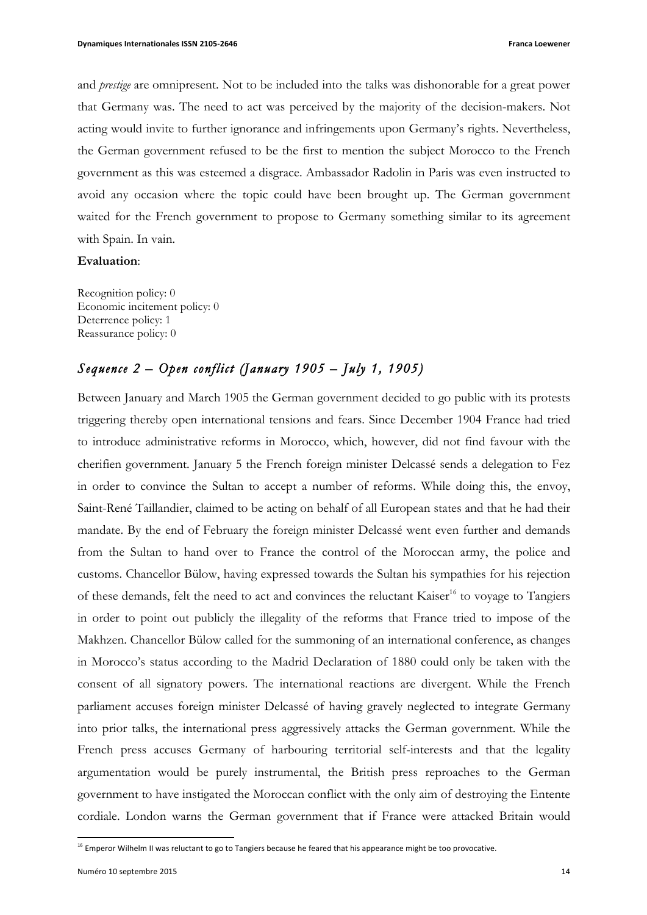and *prestige* are omnipresent. Not to be included into the talks was dishonorable for a great power that Germany was. The need to act was perceived by the majority of the decision-makers. Not acting would invite to further ignorance and infringements upon Germany's rights. Nevertheless, the German government refused to be the first to mention the subject Morocco to the French government as this was esteemed a disgrace. Ambassador Radolin in Paris was even instructed to avoid any occasion where the topic could have been brought up. The German government waited for the French government to propose to Germany something similar to its agreement with Spain. In vain.

**Evaluation**:

Recognition policy: 0
Economic incitement policy: 0
Deterrence policy: 1
Reassurance policy: 0

## *Sequence 2 – Open conflict (January 1905 – July 1, 1905)*

Between January and March 1905 the German government decided to go public with its protests triggering thereby open international tensions and fears. Since December 1904 France had tried to introduce administrative reforms in Morocco, which, however, did not find favour with the cherifien government. January 5 the French foreign minister Delcassé sends a delegation to Fez in order to convince the Sultan to accept a number of reforms. While doing this, the envoy, Saint-René Taillandier, claimed to be acting on behalf of all European states and that he had their mandate. By the end of February the foreign minister Delcassé went even further and demands from the Sultan to hand over to France the control of the Moroccan army, the police and customs. Chancellor Bülow, having expressed towards the Sultan his sympathies for his rejection of these demands, felt the need to act and convinces the reluctant Kaiser[16] to voyage to Tangiers in order to point out publicly the illegality of the reforms that France tried to impose of the Makhzen. Chancellor Bülow called for the summoning of an international conference, as changes in Morocco's status according to the Madrid Declaration of 1880 could only be taken with the consent of all signatory powers. The international reactions are divergent. While the French parliament accuses foreign minister Delcassé of having gravely neglected to integrate Germany into prior talks, the international press aggressively attacks the German government. While the French press accuses Germany of harbouring territorial self-interests and that the legality argumentation would be purely instrumental, the British press reproaches to the German government to have instigated the Moroccan conflict with the only aim of destroying the Entente cordiale. London warns the German government that if France were attacked Britain would

[16] Emperor Wilhelm II was reluctant to go to Tangiers because he feared that his appearance might be too provocative.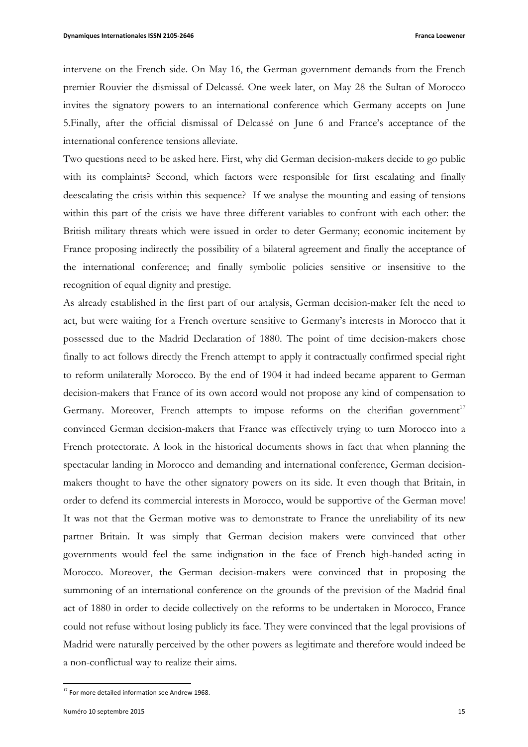intervene on the French side. On May 16, the German government demands from the French premier Rouvier the dismissal of Delcassé. One week later, on May 28 the Sultan of Morocco invites the signatory powers to an international conference which Germany accepts on June 5.Finally, after the official dismissal of Delcassé on June 6 and France's acceptance of the international conference tensions alleviate.

Two questions need to be asked here. First, why did German decision-makers decide to go public with its complaints? Second, which factors were responsible for first escalating and finally deescalating the crisis within this sequence? If we analyse the mounting and easing of tensions within this part of the crisis we have three different variables to confront with each other: the British military threats which were issued in order to deter Germany; economic incitement by France proposing indirectly the possibility of a bilateral agreement and finally the acceptance of the international conference; and finally symbolic policies sensitive or insensitive to the recognition of equal dignity and prestige.

As already established in the first part of our analysis, German decision-maker felt the need to act, but were waiting for a French overture sensitive to Germany's interests in Morocco that it possessed due to the Madrid Declaration of 1880. The point of time decision-makers chose finally to act follows directly the French attempt to apply it contractually confirmed special right to reform unilaterally Morocco. By the end of 1904 it had indeed became apparent to German decision-makers that France of its own accord would not propose any kind of compensation to Germany. Moreover, French attempts to impose reforms on the cherifian government[17] convinced German decision-makers that France was effectively trying to turn Morocco into a French protectorate. A look in the historical documents shows in fact that when planning the spectacular landing in Morocco and demanding and international conference, German decision-makers thought to have the other signatory powers on its side. It even though that Britain, in order to defend its commercial interests in Morocco, would be supportive of the German move! It was not that the German motive was to demonstrate to France the unreliability of its new partner Britain. It was simply that German decision makers were convinced that other governments would feel the same indignation in the face of French high-handed acting in Morocco. Moreover, the German decision-makers were convinced that in proposing the summoning of an international conference on the grounds of the prevision of the Madrid final act of 1880 in order to decide collectively on the reforms to be undertaken in Morocco, France could not refuse without losing publicly its face. They were convinced that the legal provisions of Madrid were naturally perceived by the other powers as legitimate and therefore would indeed be a non-conflictual way to realize their aims.

[17] For more detailed information see Andrew 1968.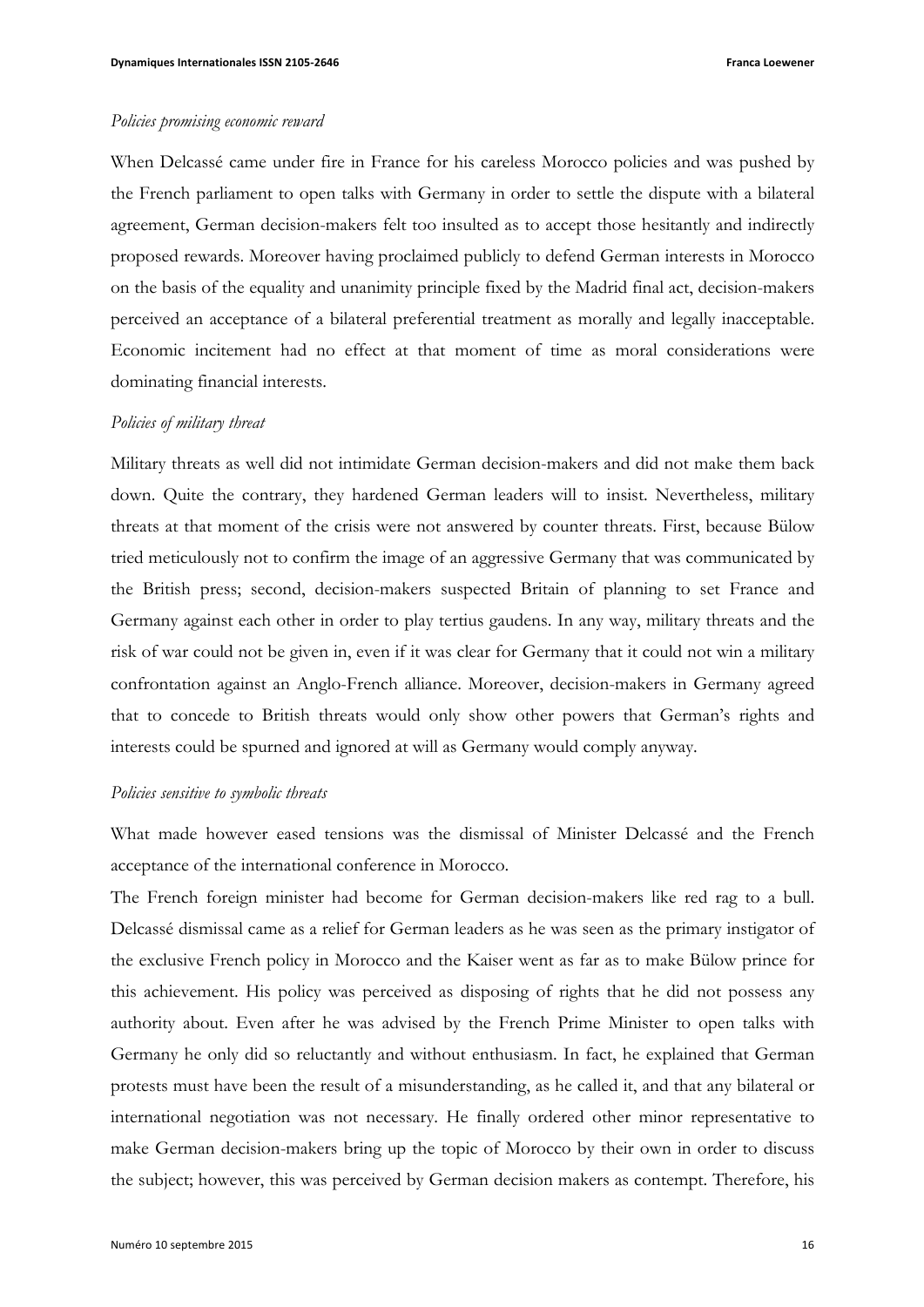*Policies promising economic reward*

When Delcassé came under fire in France for his careless Morocco policies and was pushed by the French parliament to open talks with Germany in order to settle the dispute with a bilateral agreement, German decision-makers felt too insulted as to accept those hesitantly and indirectly proposed rewards. Moreover having proclaimed publicly to defend German interests in Morocco on the basis of the equality and unanimity principle fixed by the Madrid final act, decision-makers perceived an acceptance of a bilateral preferential treatment as morally and legally inacceptable. Economic incitement had no effect at that moment of time as moral considerations were dominating financial interests.

*Policies of military threat*

Military threats as well did not intimidate German decision-makers and did not make them back down. Quite the contrary, they hardened German leaders will to insist. Nevertheless, military threats at that moment of the crisis were not answered by counter threats. First, because Bülow tried meticulously not to confirm the image of an aggressive Germany that was communicated by the British press; second, decision-makers suspected Britain of planning to set France and Germany against each other in order to play tertius gaudens. In any way, military threats and the risk of war could not be given in, even if it was clear for Germany that it could not win a military confrontation against an Anglo-French alliance. Moreover, decision-makers in Germany agreed that to concede to British threats would only show other powers that German's rights and interests could be spurned and ignored at will as Germany would comply anyway.

*Policies sensitive to symbolic threats*

What made however eased tensions was the dismissal of Minister Delcassé and the French acceptance of the international conference in Morocco.

The French foreign minister had become for German decision-makers like red rag to a bull. Delcassé dismissal came as a relief for German leaders as he was seen as the primary instigator of the exclusive French policy in Morocco and the Kaiser went as far as to make Bülow prince for this achievement. His policy was perceived as disposing of rights that he did not possess any authority about. Even after he was advised by the French Prime Minister to open talks with Germany he only did so reluctantly and without enthusiasm. In fact, he explained that German protests must have been the result of a misunderstanding, as he called it, and that any bilateral or international negotiation was not necessary. He finally ordered other minor representative to make German decision-makers bring up the topic of Morocco by their own in order to discuss the subject; however, this was perceived by German decision makers as contempt. Therefore, his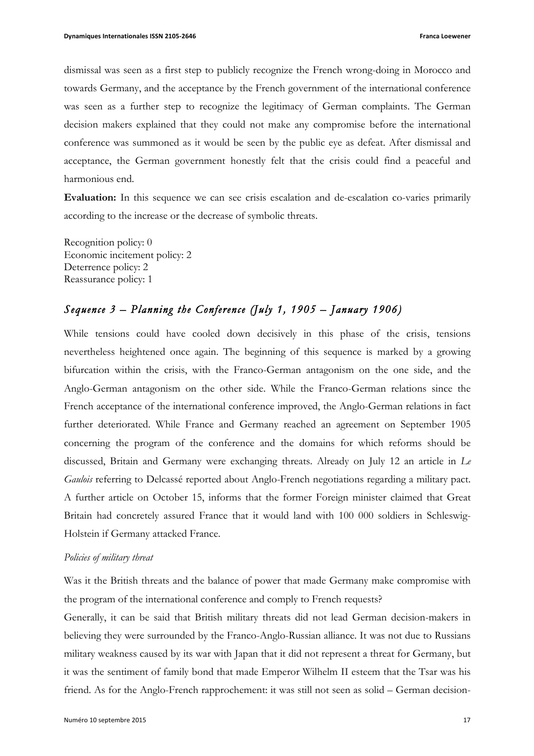dismissal was seen as a first step to publicly recognize the French wrong-doing in Morocco and towards Germany, and the acceptance by the French government of the international conference was seen as a further step to recognize the legitimacy of German complaints. The German decision makers explained that they could not make any compromise before the international conference was summoned as it would be seen by the public eye as defeat. After dismissal and acceptance, the German government honestly felt that the crisis could find a peaceful and harmonious end.

**Evaluation:** In this sequence we can see crisis escalation and de-escalation co-varies primarily according to the increase or the decrease of symbolic threats.

Recognition policy: 0
Economic incitement policy: 2
Deterrence policy: 2
Reassurance policy: 1

## *Sequence 3 – Planning the Conference (July 1, 1905 – January 1906)*

While tensions could have cooled down decisively in this phase of the crisis, tensions nevertheless heightened once again. The beginning of this sequence is marked by a growing bifurcation within the crisis, with the Franco-German antagonism on the one side, and the Anglo-German antagonism on the other side. While the Franco-German relations since the French acceptance of the international conference improved, the Anglo-German relations in fact further deteriorated. While France and Germany reached an agreement on September 1905 concerning the program of the conference and the domains for which reforms should be discussed, Britain and Germany were exchanging threats. Already on July 12 an article in *Le Gaulois* referring to Delcassé reported about Anglo-French negotiations regarding a military pact. A further article on October 15, informs that the former Foreign minister claimed that Great Britain had concretely assured France that it would land with 100 000 soldiers in Schleswig-Holstein if Germany attacked France.

*Policies of military threat*

Was it the British threats and the balance of power that made Germany make compromise with the program of the international conference and comply to French requests?

Generally, it can be said that British military threats did not lead German decision-makers in believing they were surrounded by the Franco-Anglo-Russian alliance. It was not due to Russians military weakness caused by its war with Japan that it did not represent a threat for Germany, but it was the sentiment of family bond that made Emperor Wilhelm II esteem that the Tsar was his friend. As for the Anglo-French rapprochement: it was still not seen as solid – German decision-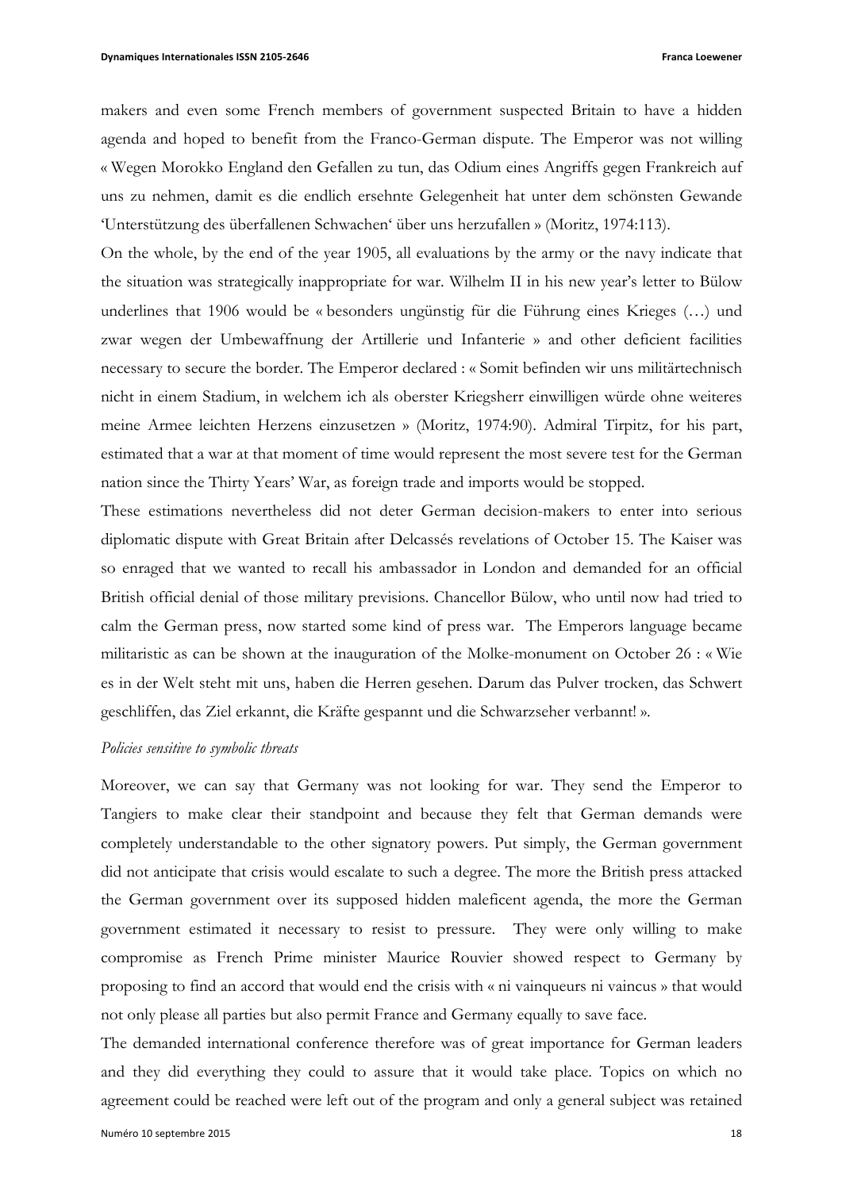makers and even some French members of government suspected Britain to have a hidden agenda and hoped to benefit from the Franco-German dispute. The Emperor was not willing « Wegen Morokko England den Gefallen zu tun, das Odium eines Angriffs gegen Frankreich auf uns zu nehmen, damit es die endlich ersehnte Gelegenheit hat unter dem schönsten Gewande 'Unterstützung des überfallenen Schwachen' über uns herzufallen » (Moritz, 1974:113).

On the whole, by the end of the year 1905, all evaluations by the army or the navy indicate that the situation was strategically inappropriate for war. Wilhelm II in his new year's letter to Bülow underlines that 1906 would be « besonders ungünstig für die Führung eines Krieges (…) und zwar wegen der Umbewaffnung der Artillerie und Infanterie » and other deficient facilities necessary to secure the border. The Emperor declared : « Somit befinden wir uns militärtechnisch nicht in einem Stadium, in welchem ich als oberster Kriegsherr einwilligen würde ohne weiteres meine Armee leichten Herzens einzusetzen » (Moritz, 1974:90). Admiral Tirpitz, for his part, estimated that a war at that moment of time would represent the most severe test for the German nation since the Thirty Years' War, as foreign trade and imports would be stopped.

These estimations nevertheless did not deter German decision-makers to enter into serious diplomatic dispute with Great Britain after Delcassés revelations of October 15. The Kaiser was so enraged that we wanted to recall his ambassador in London and demanded for an official British official denial of those military previsions. Chancellor Bülow, who until now had tried to calm the German press, now started some kind of press war. The Emperors language became militaristic as can be shown at the inauguration of the Molke-monument on October 26 : « Wie es in der Welt steht mit uns, haben die Herren gesehen. Darum das Pulver trocken, das Schwert geschliffen, das Ziel erkannt, die Kräfte gespannt und die Schwarzseher verbannt! ».

*Policies sensitive to symbolic threats*

Moreover, we can say that Germany was not looking for war. They send the Emperor to Tangiers to make clear their standpoint and because they felt that German demands were completely understandable to the other signatory powers. Put simply, the German government did not anticipate that crisis would escalate to such a degree. The more the British press attacked the German government over its supposed hidden maleficent agenda, the more the German government estimated it necessary to resist to pressure. They were only willing to make compromise as French Prime minister Maurice Rouvier showed respect to Germany by proposing to find an accord that would end the crisis with « ni vainqueurs ni vaincus » that would not only please all parties but also permit France and Germany equally to save face.

The demanded international conference therefore was of great importance for German leaders and they did everything they could to assure that it would take place. Topics on which no agreement could be reached were left out of the program and only a general subject was retained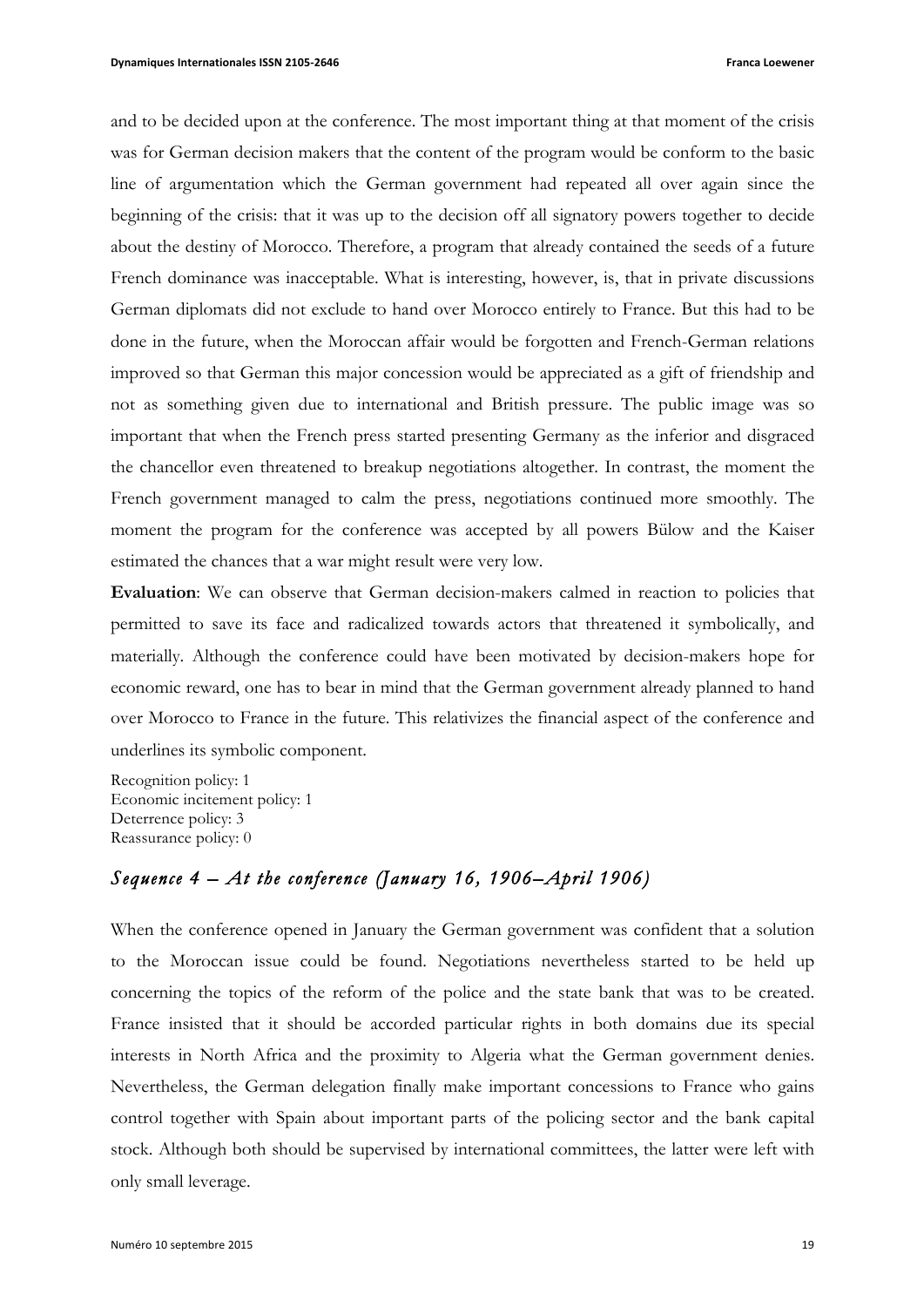and to be decided upon at the conference. The most important thing at that moment of the crisis was for German decision makers that the content of the program would be conform to the basic line of argumentation which the German government had repeated all over again since the beginning of the crisis: that it was up to the decision off all signatory powers together to decide about the destiny of Morocco. Therefore, a program that already contained the seeds of a future French dominance was inacceptable. What is interesting, however, is, that in private discussions German diplomats did not exclude to hand over Morocco entirely to France. But this had to be done in the future, when the Moroccan affair would be forgotten and French-German relations improved so that German this major concession would be appreciated as a gift of friendship and not as something given due to international and British pressure. The public image was so important that when the French press started presenting Germany as the inferior and disgraced the chancellor even threatened to breakup negotiations altogether. In contrast, the moment the French government managed to calm the press, negotiations continued more smoothly. The moment the program for the conference was accepted by all powers Bülow and the Kaiser estimated the chances that a war might result were very low.

**Evaluation**: We can observe that German decision-makers calmed in reaction to policies that permitted to save its face and radicalized towards actors that threatened it symbolically, and materially. Although the conference could have been motivated by decision-makers hope for economic reward, one has to bear in mind that the German government already planned to hand over Morocco to France in the future. This relativizes the financial aspect of the conference and underlines its symbolic component.

Recognition policy: 1
Economic incitement policy: 1
Deterrence policy: 3
Reassurance policy: 0

### *Sequence 4 – At the conference (January 16, 1906–April 1906)*

When the conference opened in January the German government was confident that a solution to the Moroccan issue could be found. Negotiations nevertheless started to be held up concerning the topics of the reform of the police and the state bank that was to be created. France insisted that it should be accorded particular rights in both domains due its special interests in North Africa and the proximity to Algeria what the German government denies. Nevertheless, the German delegation finally make important concessions to France who gains control together with Spain about important parts of the policing sector and the bank capital stock. Although both should be supervised by international committees, the latter were left with only small leverage.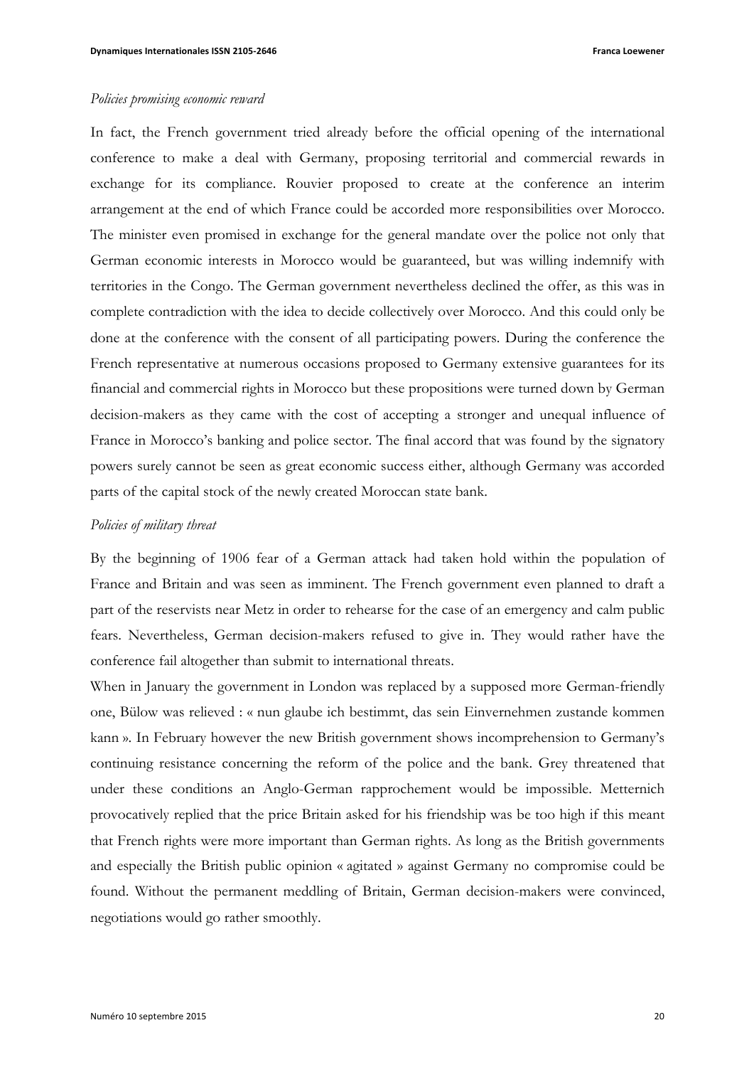*Policies promising economic reward*

In fact, the French government tried already before the official opening of the international conference to make a deal with Germany, proposing territorial and commercial rewards in exchange for its compliance. Rouvier proposed to create at the conference an interim arrangement at the end of which France could be accorded more responsibilities over Morocco. The minister even promised in exchange for the general mandate over the police not only that German economic interests in Morocco would be guaranteed, but was willing indemnify with territories in the Congo. The German government nevertheless declined the offer, as this was in complete contradiction with the idea to decide collectively over Morocco. And this could only be done at the conference with the consent of all participating powers. During the conference the French representative at numerous occasions proposed to Germany extensive guarantees for its financial and commercial rights in Morocco but these propositions were turned down by German decision-makers as they came with the cost of accepting a stronger and unequal influence of France in Morocco's banking and police sector. The final accord that was found by the signatory powers surely cannot be seen as great economic success either, although Germany was accorded parts of the capital stock of the newly created Moroccan state bank.

*Policies of military threat*

By the beginning of 1906 fear of a German attack had taken hold within the population of France and Britain and was seen as imminent. The French government even planned to draft a part of the reservists near Metz in order to rehearse for the case of an emergency and calm public fears. Nevertheless, German decision-makers refused to give in. They would rather have the conference fail altogether than submit to international threats.

When in January the government in London was replaced by a supposed more German-friendly one, Bülow was relieved : « nun glaube ich bestimmt, das sein Einvernehmen zustande kommen kann ». In February however the new British government shows incomprehension to Germany's continuing resistance concerning the reform of the police and the bank. Grey threatened that under these conditions an Anglo-German rapprochement would be impossible. Metternich provocatively replied that the price Britain asked for his friendship was be too high if this meant that French rights were more important than German rights. As long as the British governments and especially the British public opinion « agitated » against Germany no compromise could be found. Without the permanent meddling of Britain, German decision-makers were convinced, negotiations would go rather smoothly.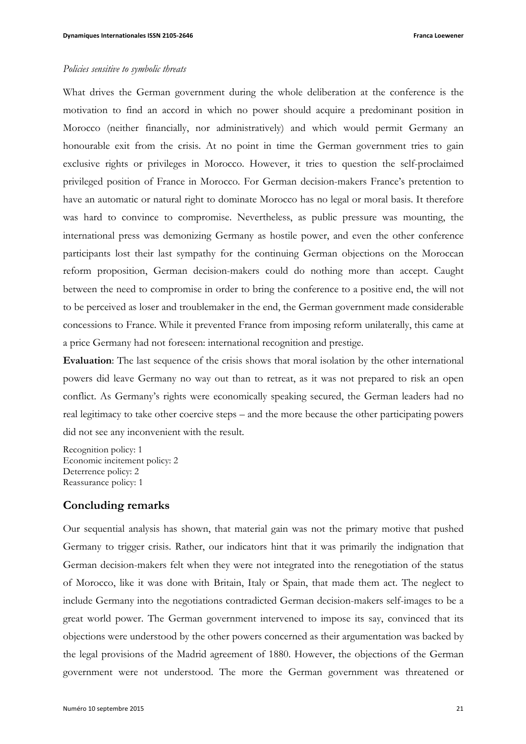*Policies sensitive to symbolic threats*

What drives the German government during the whole deliberation at the conference is the motivation to find an accord in which no power should acquire a predominant position in Morocco (neither financially, nor administratively) and which would permit Germany an honourable exit from the crisis. At no point in time the German government tries to gain exclusive rights or privileges in Morocco. However, it tries to question the self-proclaimed privileged position of France in Morocco. For German decision-makers France's pretention to have an automatic or natural right to dominate Morocco has no legal or moral basis. It therefore was hard to convince to compromise. Nevertheless, as public pressure was mounting, the international press was demonizing Germany as hostile power, and even the other conference participants lost their last sympathy for the continuing German objections on the Moroccan reform proposition, German decision-makers could do nothing more than accept. Caught between the need to compromise in order to bring the conference to a positive end, the will not to be perceived as loser and troublemaker in the end, the German government made considerable concessions to France. While it prevented France from imposing reform unilaterally, this came at a price Germany had not foreseen: international recognition and prestige.

**Evaluation**: The last sequence of the crisis shows that moral isolation by the other international powers did leave Germany no way out than to retreat, as it was not prepared to risk an open conflict. As Germany's rights were economically speaking secured, the German leaders had no real legitimacy to take other coercive steps – and the more because the other participating powers did not see any inconvenient with the result.

Recognition policy: 1
Economic incitement policy: 2
Deterrence policy: 2
Reassurance policy: 1

## Concluding remarks

Our sequential analysis has shown, that material gain was not the primary motive that pushed Germany to trigger crisis. Rather, our indicators hint that it was primarily the indignation that German decision-makers felt when they were not integrated into the renegotiation of the status of Morocco, like it was done with Britain, Italy or Spain, that made them act. The neglect to include Germany into the negotiations contradicted German decision-makers self-images to be a great world power. The German government intervened to impose its say, convinced that its objections were understood by the other powers concerned as their argumentation was backed by the legal provisions of the Madrid agreement of 1880. However, the objections of the German government were not understood. The more the German government was threatened or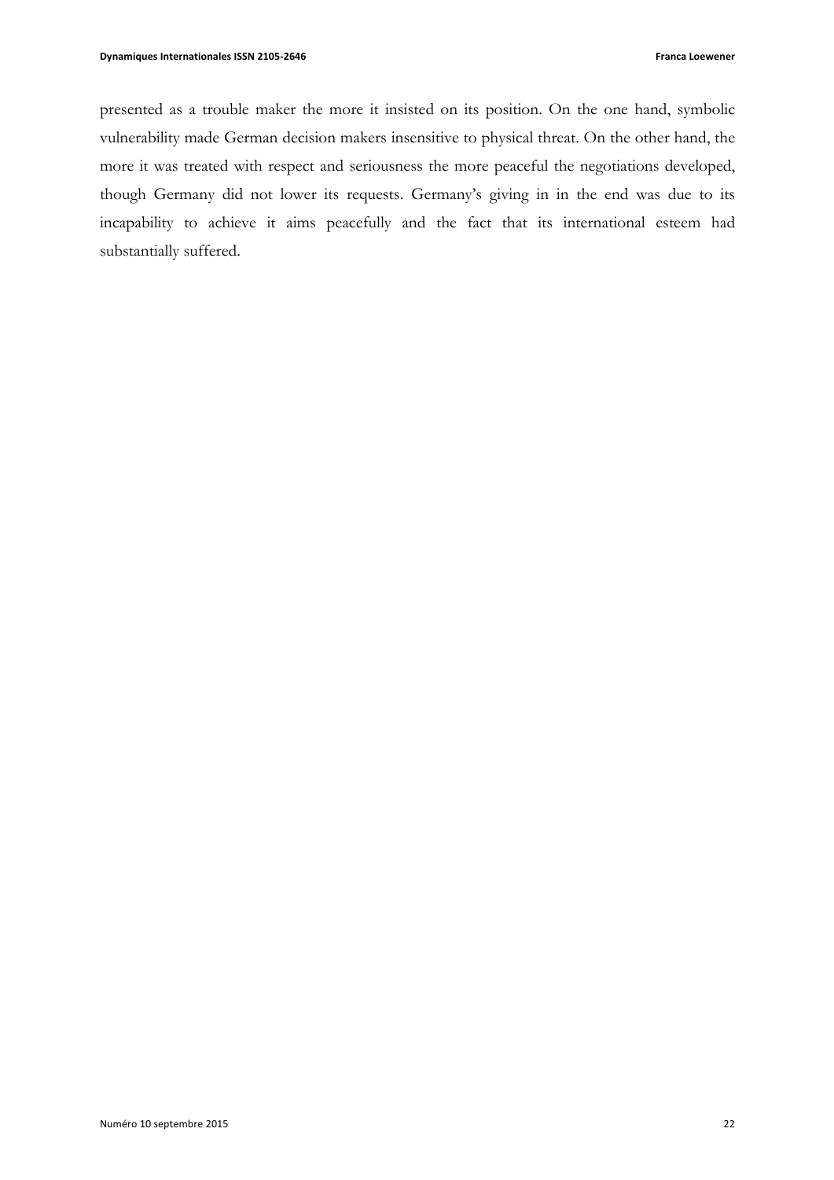presented as a trouble maker the more it insisted on its position. On the one hand, symbolic vulnerability made German decision makers insensitive to physical threat. On the other hand, the more it was treated with respect and seriousness the more peaceful the negotiations developed, though Germany did not lower its requests. Germany's giving in in the end was due to its incapability to achieve it aims peacefully and the fact that its international esteem had substantially suffered.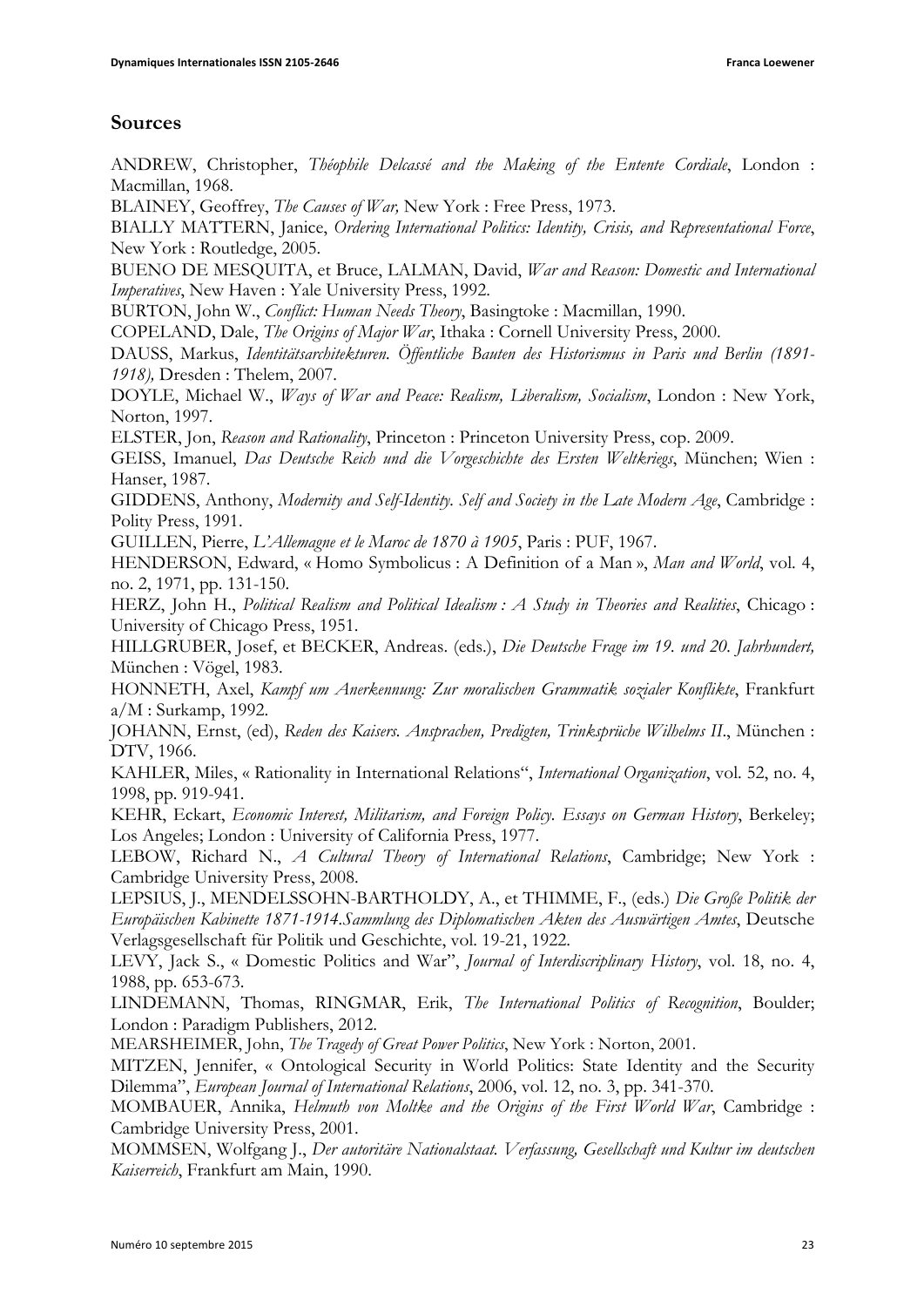## Sources

ANDREW, Christopher, *Théophile Delcassé and the Making of the Entente Cordiale*, London : Macmillan, 1968.

BLAINEY, Geoffrey, *The Causes of War,* New York : Free Press, 1973.

BIALLY MATTERN, Janice, *Ordering International Politics: Identity, Crisis, and Representational Force*, New York : Routledge, 2005.

BUENO DE MESQUITA, et Bruce, LALMAN, David, *War and Reason: Domestic and International Imperatives*, New Haven : Yale University Press, 1992.

BURTON, John W., *Conflict: Human Needs Theory*, Basingtoke : Macmillan, 1990.

COPELAND, Dale, *The Origins of Major War*, Ithaka : Cornell University Press, 2000.

DAUSS, Markus, *Identitätsarchitekturen. Öffentliche Bauten des Historismus in Paris und Berlin (1891-1918),* Dresden : Thelem, 2007.

DOYLE, Michael W., *Ways of War and Peace: Realism, Liberalism, Socialism*, London : New York, Norton, 1997.

ELSTER, Jon, *Reason and Rationality*, Princeton : Princeton University Press, cop. 2009.

GEISS, Imanuel, *Das Deutsche Reich und die Vorgeschichte des Ersten Weltkriegs*, München; Wien : Hanser, 1987.

GIDDENS, Anthony, *Modernity and Self-Identity. Self and Society in the Late Modern Age*, Cambridge : Polity Press, 1991.

GUILLEN, Pierre, *L'Allemagne et le Maroc de 1870 à 1905*, Paris : PUF, 1967.

HENDERSON, Edward, « Homo Symbolicus : A Definition of a Man », *Man and World*, vol. 4, no. 2, 1971, pp. 131-150.

HERZ, John H., *Political Realism and Political Idealism : A Study in Theories and Realities*, Chicago : University of Chicago Press, 1951.

HILLGRUBER, Josef, et BECKER, Andreas. (eds.), *Die Deutsche Frage im 19. und 20. Jahrhundert,* München : Vögel, 1983.

HONNETH, Axel, *Kampf um Anerkennung: Zur moralischen Grammatik sozialer Konflikte*, Frankfurt a/M : Surkamp, 1992.

JOHANN, Ernst, (ed), *Reden des Kaisers. Ansprachen, Predigten, Trinksprüche Wilhelms II.*, München : DTV, 1966.

KAHLER, Miles, « Rationality in International Relations", *International Organization*, vol. 52, no. 4, 1998, pp. 919-941.

KEHR, Eckart, *Economic Interest, Militarism, and Foreign Policy. Essays on German History*, Berkeley; Los Angeles; London : University of California Press, 1977.

LEBOW, Richard N., *A Cultural Theory of International Relations*, Cambridge; New York : Cambridge University Press, 2008.

LEPSIUS, J., MENDELSSOHN-BARTHOLDY, A., et THIMME, F., (eds.) *Die Große Politik der Europäischen Kabinette 1871-1914.Sammlung des Diplomatischen Akten des Auswärtigen Amtes*, Deutsche Verlagsgesellschaft für Politik und Geschichte, vol. 19-21, 1922.

LEVY, Jack S., « Domestic Politics and War", *Journal of Interdisciplinary History*, vol. 18, no. 4, 1988, pp. 653-673.

LINDEMANN, Thomas, RINGMAR, Erik, *The International Politics of Recognition*, Boulder; London : Paradigm Publishers, 2012.

MEARSHEIMER, John, *The Tragedy of Great Power Politics*, New York : Norton, 2001.

MITZEN, Jennifer, « Ontological Security in World Politics: State Identity and the Security Dilemma", *European Journal of International Relations*, 2006, vol. 12, no. 3, pp. 341-370.

MOMBAUER, Annika, *Helmuth von Moltke and the Origins of the First World War*, Cambridge : Cambridge University Press, 2001.

MOMMSEN, Wolfgang J., *Der autoritäre Nationalstaat. Verfassung, Gesellschaft und Kultur im deutschen Kaiserreich*, Frankfurt am Main, 1990.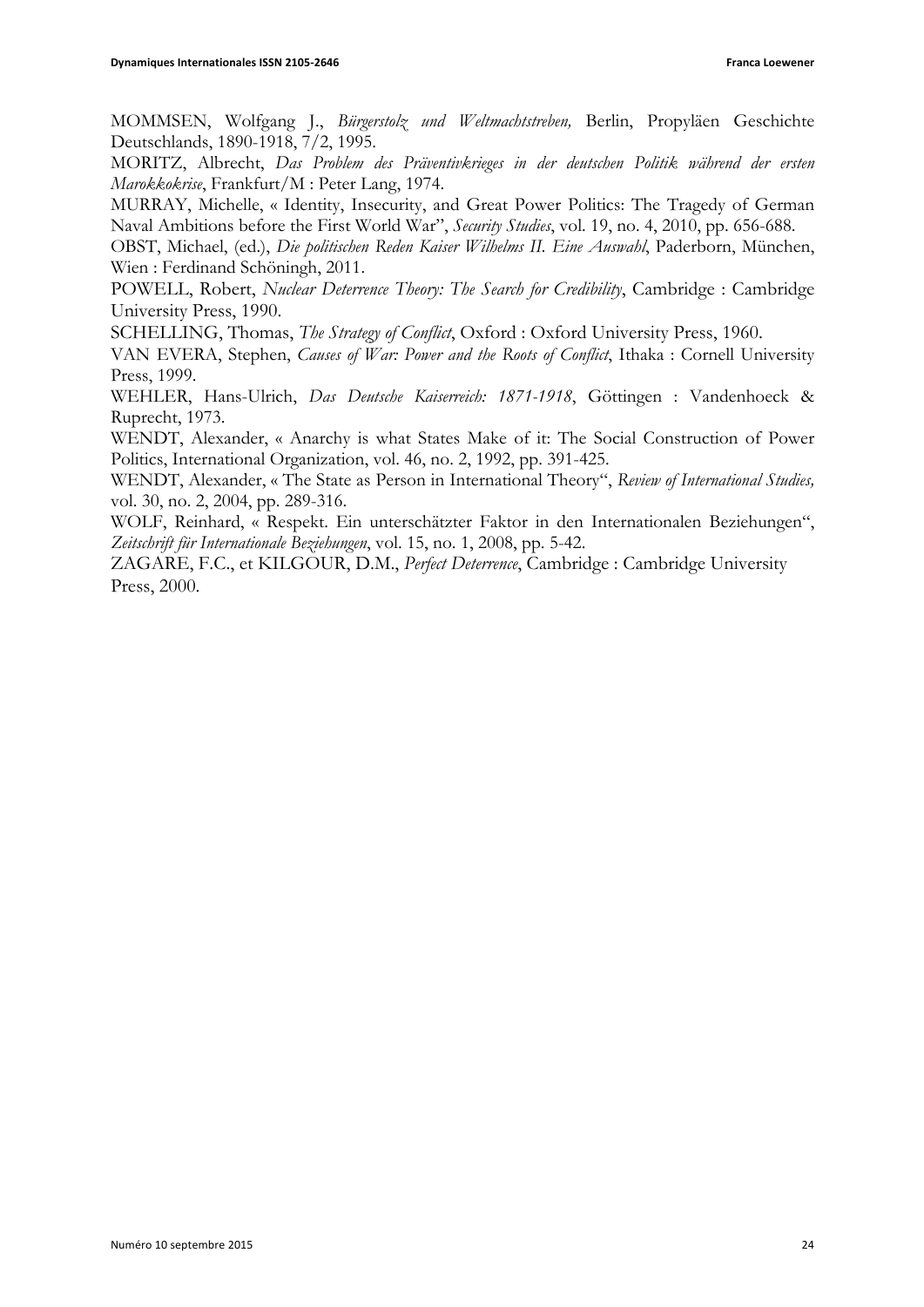MOMMSEN, Wolfgang J., *Bürgerstolz und Weltmachtstreben,* Berlin, Propyläen Geschichte Deutschlands, 1890-1918, 7/2, 1995.

MORITZ, Albrecht, *Das Problem des Präventivkrieges in der deutschen Politik während der ersten Marokkokrise*, Frankfurt/M : Peter Lang, 1974.

MURRAY, Michelle, « Identity, Insecurity, and Great Power Politics: The Tragedy of German Naval Ambitions before the First World War", *Security Studies*, vol. 19, no. 4, 2010, pp. 656-688.

OBST, Michael, (ed.), *Die politischen Reden Kaiser Wilhelms II. Eine Auswahl*, Paderborn, München, Wien : Ferdinand Schöningh, 2011.

POWELL, Robert, *Nuclear Deterrence Theory: The Search for Credibility*, Cambridge : Cambridge University Press, 1990.

SCHELLING, Thomas, *The Strategy of Conflict*, Oxford : Oxford University Press, 1960.

VAN EVERA, Stephen, *Causes of War: Power and the Roots of Conflict*, Ithaka : Cornell University Press, 1999.

WEHLER, Hans-Ulrich, *Das Deutsche Kaiserreich: 1871-1918*, Göttingen : Vandenhoeck & Ruprecht, 1973.

WENDT, Alexander, « Anarchy is what States Make of it: The Social Construction of Power Politics, International Organization, vol. 46, no. 2, 1992, pp. 391-425.

WENDT, Alexander, « The State as Person in International Theory", *Review of International Studies,* vol. 30, no. 2, 2004, pp. 289-316.

WOLF, Reinhard, « Respekt. Ein unterschätzter Faktor in den Internationalen Beziehungen", *Zeitschrift für Internationale Beziehungen*, vol. 15, no. 1, 2008, pp. 5-42.

ZAGARE, F.C., et KILGOUR, D.M., *Perfect Deterrence*, Cambridge : Cambridge University Press, 2000.